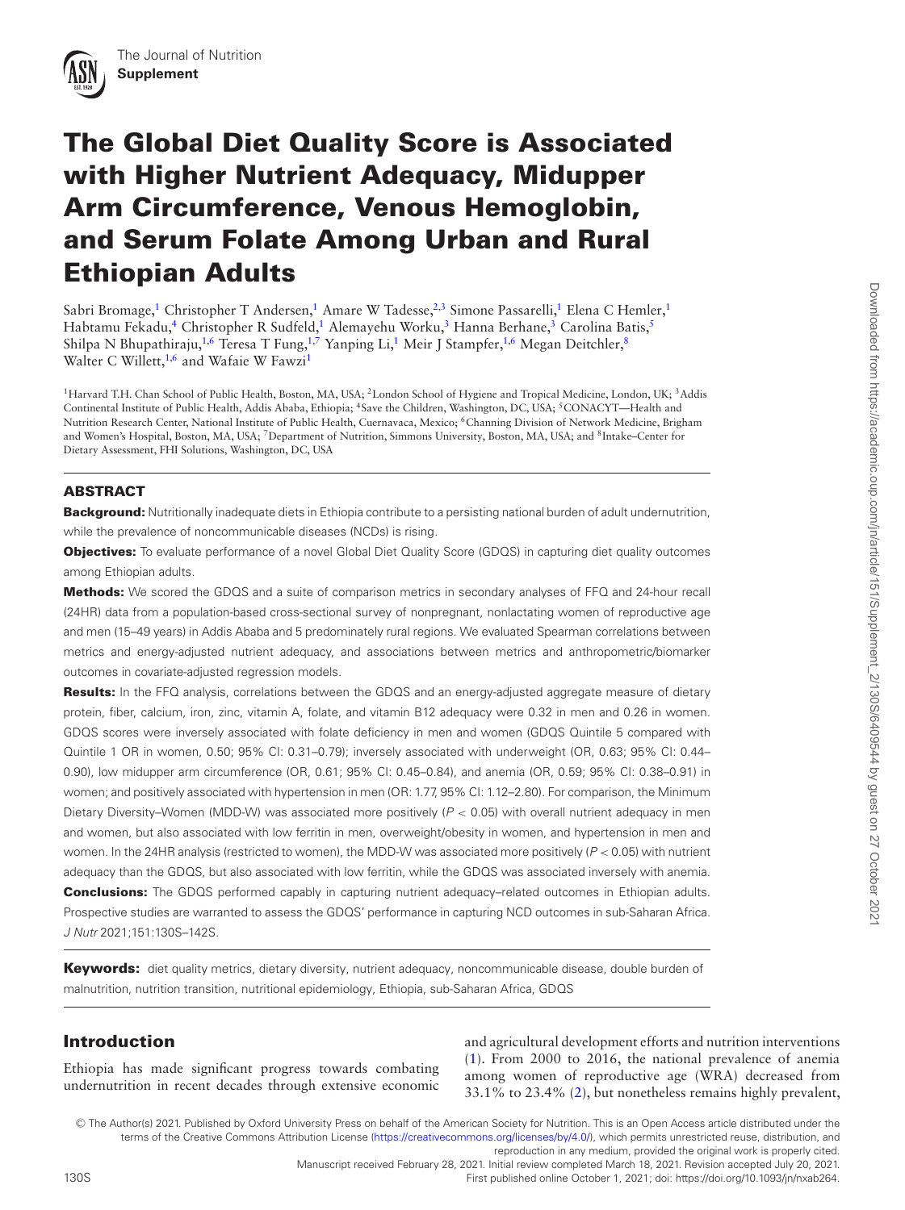# The Global Diet Quality Score is Associated with Higher Nutrient Adequacy, Midupper Arm Circumference, Venous Hemoglobin, and Serum Folate Among Urban and Rural Ethiopian Adults

Sabri Bromage,[1] Christopher T Andersen,[1] Amare W Tadesse,[2,3] Simone Passarelli,[1] Elena C Hemler,[1] Habtamu Fekadu,[4] Christopher R Sudfeld,[1] Alemayehu Worku,[3] Hanna Berhane,[3] Carolina Batis,[5] Shilpa N Bhupathiraju,[1,6] Teresa T Fung,[1,7] Yanping Li,[1] Meir J Stampfer,[1,6] Megan Deitchler,[8] Walter C Willett,[1,6] and Wafaie W Fawzi[1]

[1]Harvard T.H. Chan School of Public Health, Boston, MA, USA; [2]London School of Hygiene and Tropical Medicine, London, UK; [3]Addis Continental Institute of Public Health, Addis Ababa, Ethiopia; [4]Save the Children, Washington, DC, USA; [5]CONACYT—Health and Nutrition Research Center, National Institute of Public Health, Cuernavaca, Mexico; [6]Channing Division of Network Medicine, Brigham and Women's Hospital, Boston, MA, USA; [7]Department of Nutrition, Simmons University, Boston, MA, USA; and [8]Intake–Center for Dietary Assessment, FHI Solutions, Washington, DC, USA

## ABSTRACT

**Background:** Nutritionally inadequate diets in Ethiopia contribute to a persisting national burden of adult undernutrition, while the prevalence of noncommunicable diseases (NCDs) is rising.

**Objectives:** To evaluate performance of a novel Global Diet Quality Score (GDQS) in capturing diet quality outcomes among Ethiopian adults.

**Methods:** We scored the GDQS and a suite of comparison metrics in secondary analyses of FFQ and 24-hour recall (24HR) data from a population-based cross-sectional survey of nonpregnant, nonlactating women of reproductive age and men (15–49 years) in Addis Ababa and 5 predominately rural regions. We evaluated Spearman correlations between metrics and energy-adjusted nutrient adequacy, and associations between metrics and anthropometric/biomarker outcomes in covariate-adjusted regression models.

**Results:** In the FFQ analysis, correlations between the GDQS and an energy-adjusted aggregate measure of dietary protein, fiber, calcium, iron, zinc, vitamin A, folate, and vitamin B12 adequacy were 0.32 in men and 0.26 in women. GDQS scores were inversely associated with folate deficiency in men and women (GDQS Quintile 5 compared with Quintile 1 OR in women, 0.50; 95% CI: 0.31–0.79); inversely associated with underweight (OR, 0.63; 95% CI: 0.44–0.90), low midupper arm circumference (OR, 0.61; 95% CI: 0.45–0.84), and anemia (OR, 0.59; 95% CI: 0.38–0.91) in women; and positively associated with hypertension in men (OR: 1.77, 95% CI: 1.12–2.80). For comparison, the Minimum Dietary Diversity–Women (MDD-W) was associated more positively ($P < 0.05$) with overall nutrient adequacy in men and women, but also associated with low ferritin in men, overweight/obesity in women, and hypertension in men and women. In the 24HR analysis (restricted to women), the MDD-W was associated more positively ($P < 0.05$) with nutrient adequacy than the GDQS, but also associated with low ferritin, while the GDQS was associated inversely with anemia.

**Conclusions:** The GDQS performed capably in capturing nutrient adequacy–related outcomes in Ethiopian adults. Prospective studies are warranted to assess the GDQS' performance in capturing NCD outcomes in sub-Saharan Africa. *J Nutr* 2021;151:130S–142S.

**Keywords:** diet quality metrics, dietary diversity, nutrient adequacy, noncommunicable disease, double burden of malnutrition, nutrition transition, nutritional epidemiology, Ethiopia, sub-Saharan Africa, GDQS

## Introduction

Ethiopia has made significant progress towards combating undernutrition in recent decades through extensive economic and agricultural development efforts and nutrition interventions (1). From 2000 to 2016, the national prevalence of anemia among women of reproductive age (WRA) decreased from 33.1% to 23.4% (2), but nonetheless remains highly prevalent,

© The Author(s) 2021. Published by Oxford University Press on behalf of the American Society for Nutrition. This is an Open Access article distributed under the terms of the Creative Commons Attribution License (https://creativecommons.org/licenses/by/4.0/), which permits unrestricted reuse, distribution, and reproduction in any medium, provided the original work is properly cited.

Manuscript received February 28, 2021. Initial review completed March 18, 2021. Revision accepted July 20, 2021.

First published online October 1, 2021; doi: https://doi.org/10.1093/jn/nxab264.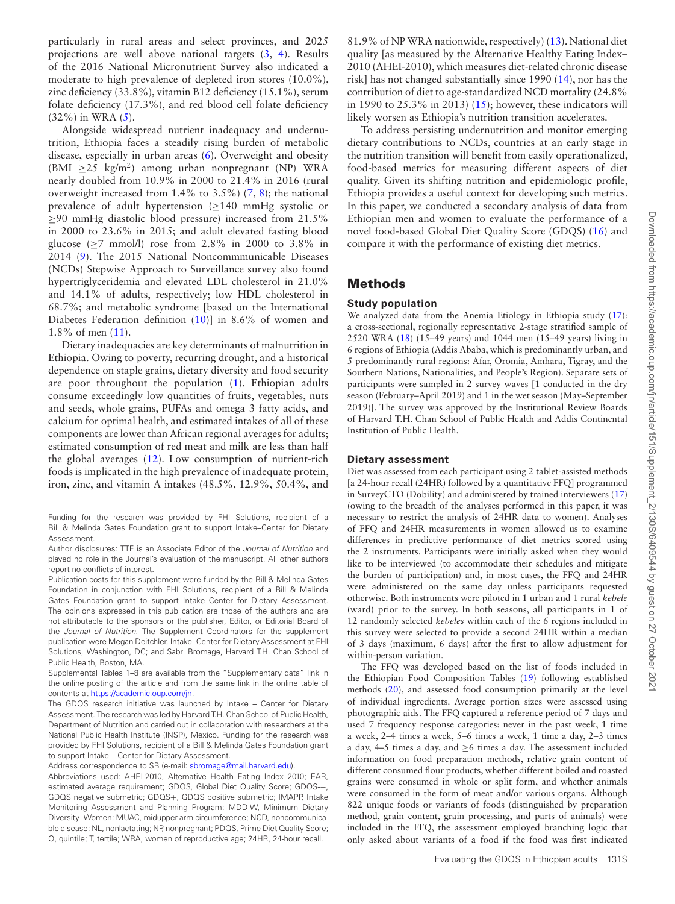particularly in rural areas and select provinces, and 2025 projections are well above national targets (3, 4). Results of the 2016 National Micronutrient Survey also indicated a moderate to high prevalence of depleted iron stores (10.0%), zinc deficiency (33.8%), vitamin B12 deficiency (15.1%), serum folate deficiency (17.3%), and red blood cell folate deficiency (32%) in WRA (5).

Alongside widespread nutrient inadequacy and undernutrition, Ethiopia faces a steadily rising burden of metabolic disease, especially in urban areas (6). Overweight and obesity (BMI ≥25 kg/m$^2$) among urban nonpregnant (NP) WRA nearly doubled from 10.9% in 2000 to 21.4% in 2016 (rural overweight increased from 1.4% to 3.5%) (7, 8); the national prevalence of adult hypertension (≥140 mmHg systolic or ≥90 mmHg diastolic blood pressure) increased from 21.5% in 2000 to 23.6% in 2015; and adult elevated fasting blood glucose (≥7 mmol/l) rose from 2.8% in 2000 to 3.8% in 2014 (9). The 2015 National Noncommmunicable Diseases (NCDs) Stepwise Approach to Surveillance survey also found hypertriglyceridemia and elevated LDL cholesterol in 21.0% and 14.1% of adults, respectively; low HDL cholesterol in 68.7%; and metabolic syndrome [based on the International Diabetes Federation definition (10)] in 8.6% of women and 1.8% of men (11).

Dietary inadequacies are key determinants of malnutrition in Ethiopia. Owing to poverty, recurring drought, and a historical dependence on staple grains, dietary diversity and food security are poor throughout the population (1). Ethiopian adults consume exceedingly low quantities of fruits, vegetables, nuts and seeds, whole grains, PUFAs and omega 3 fatty acids, and calcium for optimal health, and estimated intakes of all of these components are lower than African regional averages for adults; estimated consumption of red meat and milk are less than half the global averages (12). Low consumption of nutrient-rich foods is implicated in the high prevalence of inadequate protein, iron, zinc, and vitamin A intakes (48.5%, 12.9%, 50.4%, and 81.9% of NP WRA nationwide, respectively) (13). National diet quality [as measured by the Alternative Healthy Eating Index–2010 (AHEI-2010), which measures diet-related chronic disease risk] has not changed substantially since 1990 (14), nor has the contribution of diet to age-standardized NCD mortality (24.8% in 1990 to 25.3% in 2013) (15); however, these indicators will likely worsen as Ethiopia's nutrition transition accelerates.

To address persisting undernutrition and monitor emerging dietary contributions to NCDs, countries at an early stage in the nutrition transition will benefit from easily operationalized, food-based metrics for measuring different aspects of diet quality. Given its shifting nutrition and epidemiologic profile, Ethiopia provides a useful context for developing such metrics. In this paper, we conducted a secondary analysis of data from Ethiopian men and women to evaluate the performance of a novel food-based Global Diet Quality Score (GDQS) (16) and compare it with the performance of existing diet metrics.

## Methods

### Study population

We analyzed data from the Anemia Etiology in Ethiopia study (17): a cross-sectional, regionally representative 2-stage stratified sample of 2520 WRA (18) (15–49 years) and 1044 men (15–49 years) living in 6 regions of Ethiopia (Addis Ababa, which is predominantly urban, and 5 predominantly rural regions: Afar, Oromia, Amhara, Tigray, and the Southern Nations, Nationalities, and People's Region). Separate sets of participants were sampled in 2 survey waves [1 conducted in the dry season (February–April 2019) and 1 in the wet season (May–September 2019)]. The survey was approved by the Institutional Review Boards of Harvard T.H. Chan School of Public Health and Addis Continental Institution of Public Health.

### Dietary assessment

Diet was assessed from each participant using 2 tablet-assisted methods [a 24-hour recall (24HR) followed by a quantitative FFQ] programmed in SurveyCTO (Dobility) and administered by trained interviewers (17) (owing to the breadth of the analyses performed in this paper, it was necessary to restrict the analysis of 24HR data to women). Analyses of FFQ and 24HR measurements in women allowed us to examine differences in predictive performance of diet metrics scored using the 2 instruments. Participants were initially asked when they would like to be interviewed (to accommodate their schedules and mitigate the burden of participation) and, in most cases, the FFQ and 24HR were administered on the same day unless participants requested otherwise. Both instruments were piloted in 1 urban and 1 rural *kebele* (ward) prior to the survey. In both seasons, all participants in 1 of 12 randomly selected *kebeles* within each of the 6 regions included in this survey were selected to provide a second 24HR within a median of 3 days (maximum, 6 days) after the first to allow adjustment for within-person variation.

The FFQ was developed based on the list of foods included in the Ethiopian Food Composition Tables (19) following established methods (20), and assessed food consumption primarily at the level of individual ingredients. Average portion sizes were assessed using photographic aids. The FFQ captured a reference period of 7 days and used 7 frequency response categories: never in the past week, 1 time a week, 2–4 times a week, 5–6 times a week, 1 time a day, 2–3 times a day, 4–5 times a day, and ≥6 times a day. The assessment included information on food preparation methods, relative grain content of different consumed flour products, whether different boiled and roasted grains were consumed in whole or split form, and whether animals were consumed in the form of meat and/or various organs. Although 822 unique foods or variants of foods (distinguished by preparation method, grain content, grain processing, and parts of animals) were included in the FFQ, the assessment employed branching logic that only asked about variants of a food if the food was first indicated

---

Funding for the research was provided by FHI Solutions, recipient of a Bill & Melinda Gates Foundation grant to support Intake–Center for Dietary Assessment.

Author disclosures: TTF is an Associate Editor of the *Journal of Nutrition* and played no role in the Journal's evaluation of the manuscript. All other authors report no conflicts of interest.

Publication costs for this supplement were funded by the Bill & Melinda Gates Foundation in conjunction with FHI Solutions, recipient of a Bill & Melinda Gates Foundation grant to support Intake–Center for Dietary Assessment. The opinions expressed in this publication are those of the authors and are not attributable to the sponsors or the publisher, Editor, or Editorial Board of the *Journal of Nutrition*. The Supplement Coordinators for the supplement publication were Megan Deitchler, Intake–Center for Dietary Assessment at FHI Solutions, Washington, DC; and Sabri Bromage, Harvard T.H. Chan School of Public Health, Boston, MA.

Supplemental Tables 1–8 are available from the "Supplementary data" link in the online posting of the article and from the same link in the online table of contents at https://academic.oup.com/jn.

The GDQS research initiative was launched by Intake – Center for Dietary Assessment. The research was led by Harvard T.H. Chan School of Public Health, Department of Nutrition and carried out in collaboration with researchers at the National Public Health Institute (INSP), Mexico. Funding for the research was provided by FHI Solutions, recipient of a Bill & Melinda Gates Foundation grant to support Intake – Center for Dietary Assessment.

Address correspondence to SB (e-mail: sbromage@mail.harvard.edu).

Abbreviations used: AHEI-2010, Alternative Health Eating Index–2010; EAR, estimated average requirement; GDQS, Global Diet Quality Score; GDQS−, GDQS negative submetric; GDQS+, GDQS positive submetric; IMAPP, Intake Monitoring Assessment and Planning Program; MDD-W, Minimum Dietary Diversity–Women; MUAC, midupper arm circumference; NCD, noncommunicable disease; NL, nonlactating; NP, nonpregnant; PDQS, Prime Diet Quality Score; Q, quintile; T, tertile; WRA, women of reproductive age; 24HR, 24-hour recall.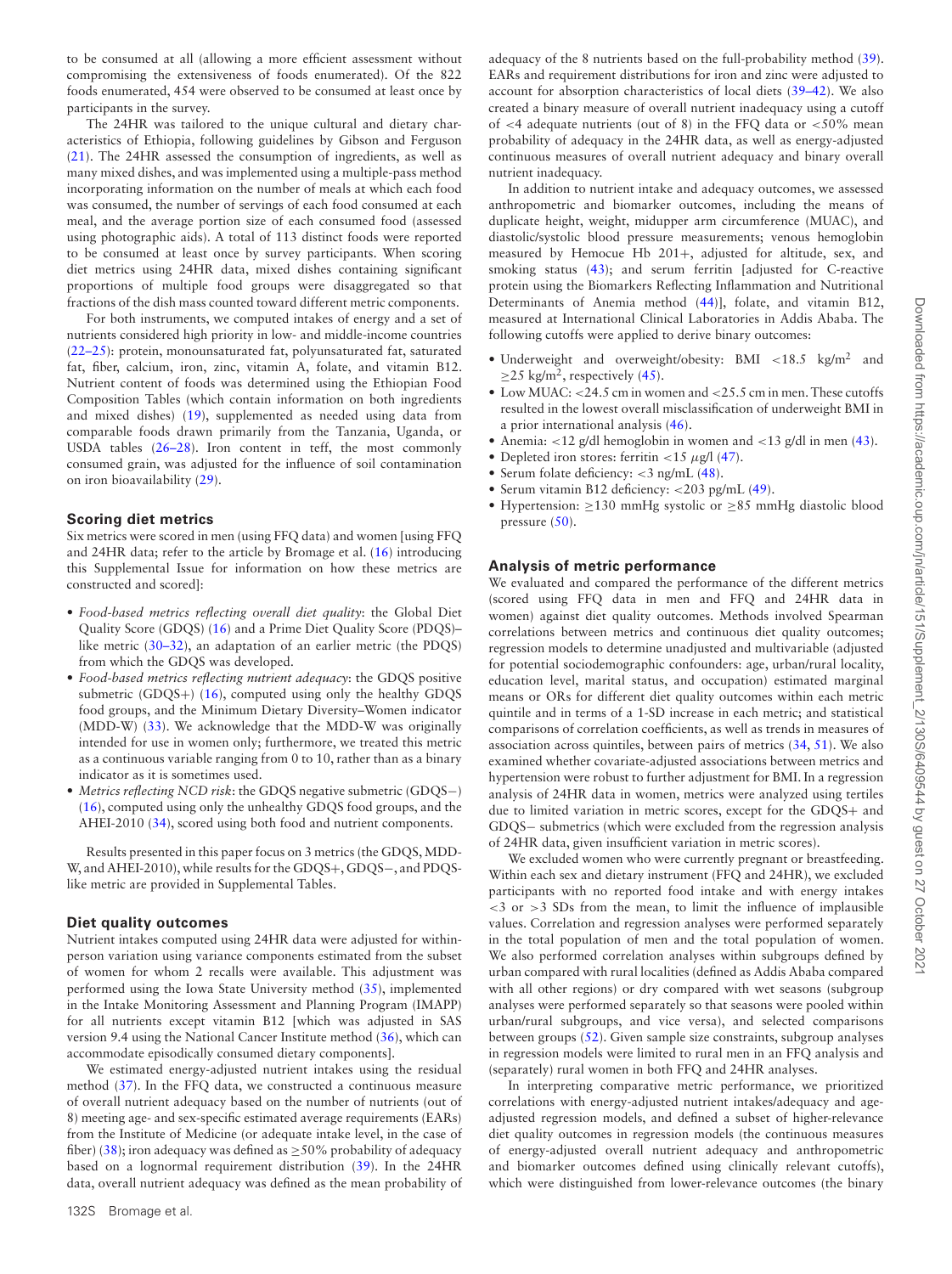to be consumed at all (allowing a more efficient assessment without compromising the extensiveness of foods enumerated). Of the 822 foods enumerated, 454 were observed to be consumed at least once by participants in the survey.

The 24HR was tailored to the unique cultural and dietary characteristics of Ethiopia, following guidelines by Gibson and Ferguson (21). The 24HR assessed the consumption of ingredients, as well as many mixed dishes, and was implemented using a multiple-pass method incorporating information on the number of meals at which each food was consumed, the number of servings of each food consumed at each meal, and the average portion size of each consumed food (assessed using photographic aids). A total of 113 distinct foods were reported to be consumed at least once by survey participants. When scoring diet metrics using 24HR data, mixed dishes containing significant proportions of multiple food groups were disaggregated so that fractions of the dish mass counted toward different metric components.

For both instruments, we computed intakes of energy and a set of nutrients considered high priority in low- and middle-income countries (22–25): protein, monounsaturated fat, polyunsaturated fat, saturated fat, fiber, calcium, iron, zinc, vitamin A, folate, and vitamin B12. Nutrient content of foods was determined using the Ethiopian Food Composition Tables (which contain information on both ingredients and mixed dishes) (19), supplemented as needed using data from comparable foods drawn primarily from the Tanzania, Uganda, or USDA tables (26–28). Iron content in teff, the most commonly consumed grain, was adjusted for the influence of soil contamination on iron bioavailability (29).

### Scoring diet metrics

Six metrics were scored in men (using FFQ data) and women [using FFQ and 24HR data; refer to the article by Bromage et al. (16) introducing this Supplemental Issue for information on how these metrics are constructed and scored]:

- *Food-based metrics reflecting overall diet quality*: the Global Diet Quality Score (GDQS) (16) and a Prime Diet Quality Score (PDQS)–like metric (30–32), an adaptation of an earlier metric (the PDQS) from which the GDQS was developed.
- *Food-based metrics reflecting nutrient adequacy*: the GDQS positive submetric (GDQS+) (16), computed using only the healthy GDQS food groups, and the Minimum Dietary Diversity–Women indicator (MDD-W) (33). We acknowledge that the MDD-W was originally intended for use in women only; furthermore, we treated this metric as a continuous variable ranging from 0 to 10, rather than as a binary indicator as it is sometimes used.
- *Metrics reflecting NCD risk*: the GDQS negative submetric (GDQS−) (16), computed using only the unhealthy GDQS food groups, and the AHEI-2010 (34), scored using both food and nutrient components.

Results presented in this paper focus on 3 metrics (the GDQS, MDD-W, and AHEI-2010), while results for the GDQS+, GDQS−, and PDQS-like metric are provided in Supplemental Tables.

### Diet quality outcomes

Nutrient intakes computed using 24HR data were adjusted for within-person variation using variance components estimated from the subset of women for whom 2 recalls were available. This adjustment was performed using the Iowa State University method (35), implemented in the Intake Monitoring Assessment and Planning Program (IMAPP) for all nutrients except vitamin B12 [which was adjusted in SAS version 9.4 using the National Cancer Institute method (36), which can accommodate episodically consumed dietary components].

We estimated energy-adjusted nutrient intakes using the residual method (37). In the FFQ data, we constructed a continuous measure of overall nutrient adequacy based on the number of nutrients (out of 8) meeting age- and sex-specific estimated average requirements (EARs) from the Institute of Medicine (or adequate intake level, in the case of fiber) (38); iron adequacy was defined as ≥50% probability of adequacy based on a lognormal requirement distribution (39). In the 24HR data, overall nutrient adequacy was defined as the mean probability of adequacy of the 8 nutrients based on the full-probability method (39). EARs and requirement distributions for iron and zinc were adjusted to account for absorption characteristics of local diets (39–42). We also created a binary measure of overall nutrient inadequacy using a cutoff of <4 adequate nutrients (out of 8) in the FFQ data or <50% mean probability of adequacy in the 24HR data, as well as energy-adjusted continuous measures of overall nutrient adequacy and binary overall nutrient inadequacy.

In addition to nutrient intake and adequacy outcomes, we assessed anthropometric and biomarker outcomes, including the means of duplicate height, weight, midupper arm circumference (MUAC), and diastolic/systolic blood pressure measurements; venous hemoglobin measured by Hemocue Hb 201+, adjusted for altitude, sex, and smoking status (43); and serum ferritin [adjusted for C-reactive protein using the Biomarkers Reflecting Inflammation and Nutritional Determinants of Anemia method (44)], folate, and vitamin B12, measured at International Clinical Laboratories in Addis Ababa. The following cutoffs were applied to derive binary outcomes:

- Underweight and overweight/obesity: BMI <18.5 kg/m$^2$ and ≥25 kg/m$^2$, respectively (45).
- Low MUAC: <24.5 cm in women and <25.5 cm in men. These cutoffs resulted in the lowest overall misclassification of underweight BMI in a prior international analysis (46).
- Anemia: <12 g/dl hemoglobin in women and <13 g/dl in men (43).
- Depleted iron stores: ferritin <15 $\mu$g/l (47).
- Serum folate deficiency: <3 ng/mL (48).
- Serum vitamin B12 deficiency: <203 pg/mL (49).
- Hypertension: ≥130 mmHg systolic or ≥85 mmHg diastolic blood pressure (50).

### Analysis of metric performance

We evaluated and compared the performance of the different metrics (scored using FFQ data in men and FFQ and 24HR data in women) against diet quality outcomes. Methods involved Spearman correlations between metrics and continuous diet quality outcomes; regression models to determine unadjusted and multivariable (adjusted for potential sociodemographic confounders: age, urban/rural locality, education level, marital status, and occupation) estimated marginal means or ORs for different diet quality outcomes within each metric quintile and in terms of a 1-SD increase in each metric; and statistical comparisons of correlation coefficients, as well as trends in measures of association across quintiles, between pairs of metrics (34, 51). We also examined whether covariate-adjusted associations between metrics and hypertension were robust to further adjustment for BMI. In a regression analysis of 24HR data in women, metrics were analyzed using tertiles due to limited variation in metric scores, except for the GDQS+ and GDQS− submetrics (which were excluded from the regression analysis of 24HR data, given insufficient variation in metric scores).

We excluded women who were currently pregnant or breastfeeding. Within each sex and dietary instrument (FFQ and 24HR), we excluded participants with no reported food intake and with energy intakes <3 or >3 SDs from the mean, to limit the influence of implausible values. Correlation and regression analyses were performed separately in the total population of men and the total population of women. We also performed correlation analyses within subgroups defined by urban compared with rural localities (defined as Addis Ababa compared with all other regions) or dry compared with wet seasons (subgroup analyses were performed separately so that seasons were pooled within urban/rural subgroups, and vice versa), and selected comparisons between groups (52). Given sample size constraints, subgroup analyses in regression models were limited to rural men in an FFQ analysis and (separately) rural women in both FFQ and 24HR analyses.

In interpreting comparative metric performance, we prioritized correlations with energy-adjusted nutrient intakes/adequacy and age-adjusted regression models, and defined a subset of higher-relevance diet quality outcomes in regression models (the continuous measures of energy-adjusted overall nutrient adequacy and anthropometric and biomarker outcomes defined using clinically relevant cutoffs), which were distinguished from lower-relevance outcomes (the binary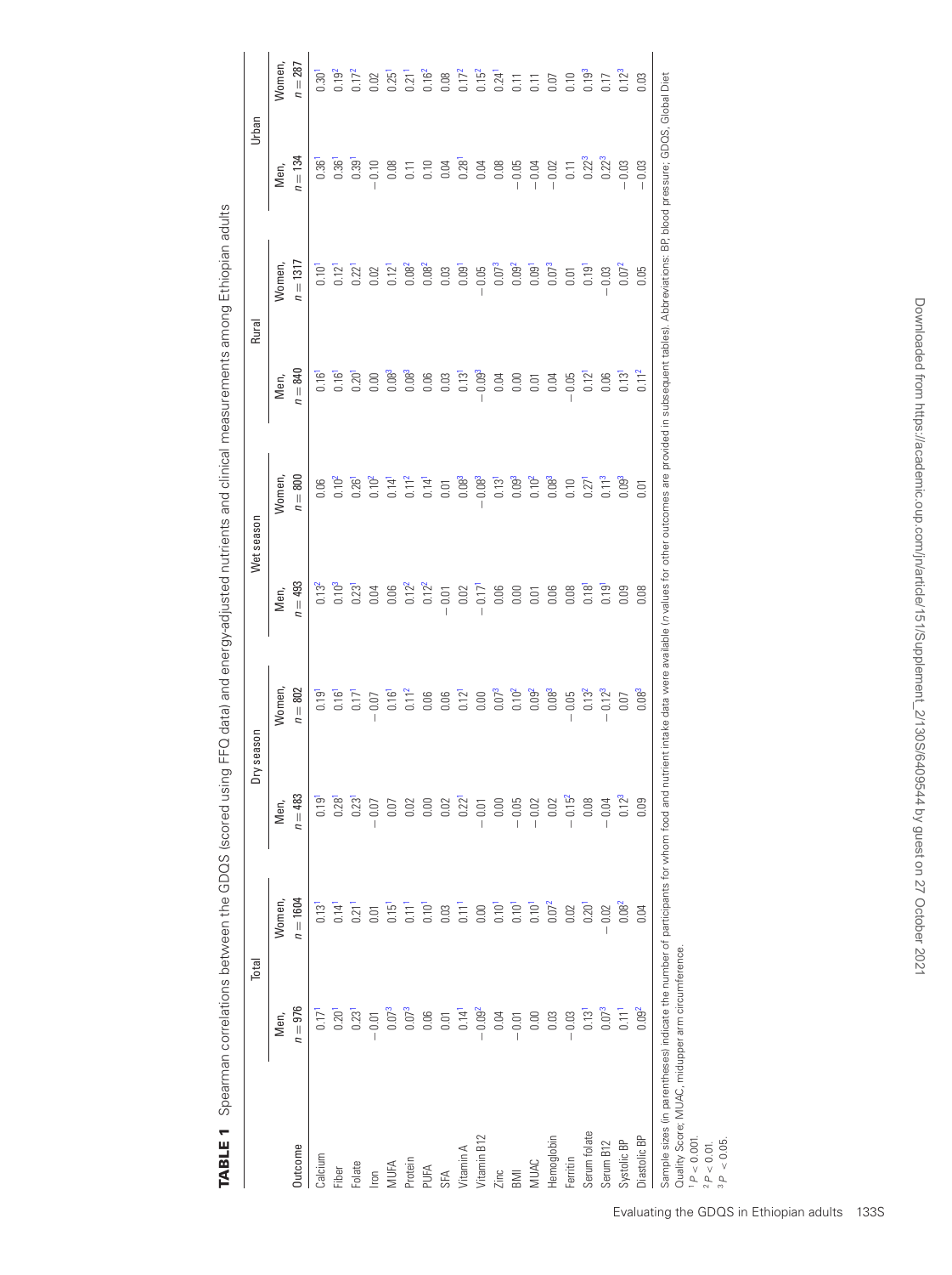**TABLE 1** Spearman correlations between the GDQS (scored using FFQ data) and energy-adjusted nutrients and clinical measurements among Ethiopian adults

| Outcome | Total | | Dry season | | Wet season | | Rural | | Urban | |
|---|---|---|---|---|---|---|---|---|---|---|
| | Men, $n = 976$ | Women, $n = 1604$ | Men, $n = 483$ | Women, $n = 802$ | Men, $n = 493$ | Women, $n = 800$ | Men, $n = 840$ | Women, $n = 1317$ | Men, $n = 134$ | Women, $n = 287$ |
| Calcium | 0.17[1] | 0.13[1] | 0.19[1] | 0.19[1] | 0.13[2] | 0.06 | 0.16[1] | 0.10[1] | 0.36[1] | 0.30[1] |
| Fiber | 0.20[1] | 0.14[1] | 0.28[1] | 0.16[1] | 0.10[3] | 0.10[2] | 0.16[1] | 0.12[1] | 0.36[1] | 0.19[2] |
| Folate | 0.23[1] | 0.21[1] | 0.23[1] | 0.17[1] | 0.23[1] | 0.26[1] | 0.20[1] | 0.22[1] | 0.39[1] | 0.17[2] |
| Iron | −0.01 | 0.01 | −0.07 | −0.07 | 0.04 | 0.10[2] | 0.00 | 0.02 | −0.10 | 0.02 |
| MUFA | 0.07[3] | 0.15[1] | 0.07 | 0.16[1] | 0.06 | 0.14[1] | 0.08[3] | 0.12[1] | 0.08 | 0.25[1] |
| Protein | 0.07[3] | 0.11[1] | 0.02 | 0.11[2] | 0.12[2] | 0.11[2] | 0.08[3] | 0.08[2] | 0.11 | 0.21[1] |
| PUFA | 0.06 | 0.10[1] | 0.00 | 0.06 | 0.12[2] | 0.14[1] | 0.06 | 0.08[2] | 0.10 | 0.16[2] |
| SFA | 0.01 | 0.03 | 0.02 | 0.06 | −0.01 | 0.01 | 0.03 | 0.03 | 0.04 | 0.08 |
| Vitamin A | 0.14[1] | 0.11[1] | 0.22[1] | 0.12[1] | 0.02 | 0.08[3] | 0.13[1] | 0.09[1] | 0.28[1] | 0.17[2] |
| Vitamin B12 | −0.09[2] | 0.00 | −0.01 | 0.00 | −0.17[1] | −0.08[3] | −0.09[3] | −0.05 | 0.04 | 0.15[2] |
| Zinc | 0.04 | 0.10[1] | 0.00 | 0.07[3] | 0.06 | 0.13[1] | 0.04 | 0.07[3] | 0.08 | 0.24[1] |
| BMI | −0.01 | 0.10[1] | −0.05 | 0.10[2] | 0.00 | 0.09[3] | 0.00 | 0.09[2] | −0.05 | 0.11 |
| MUAC | 0.00 | 0.10[1] | −0.02 | 0.09[2] | 0.01 | 0.10[2] | 0.01 | 0.09[1] | −0.04 | 0.11 |
| Hemoglobin | 0.03 | 0.07[2] | 0.02 | 0.08[3] | 0.06 | 0.08[3] | 0.04 | 0.07[3] | −0.02 | 0.07 |
| Ferritin | −0.03 | 0.02 | −0.15[2] | −0.05 | 0.08 | 0.10 | −0.05 | 0.01 | 0.11 | 0.10 |
| Serum folate | 0.13[1] | 0.20[1] | 0.08 | 0.13[2] | 0.18[1] | 0.27[1] | 0.12[1] | 0.19[1] | 0.22[3] | 0.19[3] |
| Serum B12 | 0.07[3] | −0.02 | −0.04 | −0.12[3] | 0.19[1] | 0.11[3] | 0.06 | −0.03 | 0.22[3] | 0.17 |
| Systolic BP | 0.11[1] | 0.08[2] | 0.12[3] | 0.07 | 0.09 | 0.09[3] | 0.13[1] | 0.07[2] | −0.03 | 0.12[3] |
| Diastolic BP | 0.09[2] | 0.04 | 0.09 | 0.08[3] | 0.08 | 0.01 | 0.11[2] | 0.05 | −0.03 | 0.03 |

Sample sizes (in parentheses) indicate the number of participants for whom food and nutrient intake data were available (n values for other outcomes are provided in subsequent tables). Abbreviations: BP, blood pressure; GDQS, Global Diet Quality Score; MUAC, midupper arm circumference.
[1] $P < 0.001$.
[2] $P < 0.01$.
[3] $P < 0.05$.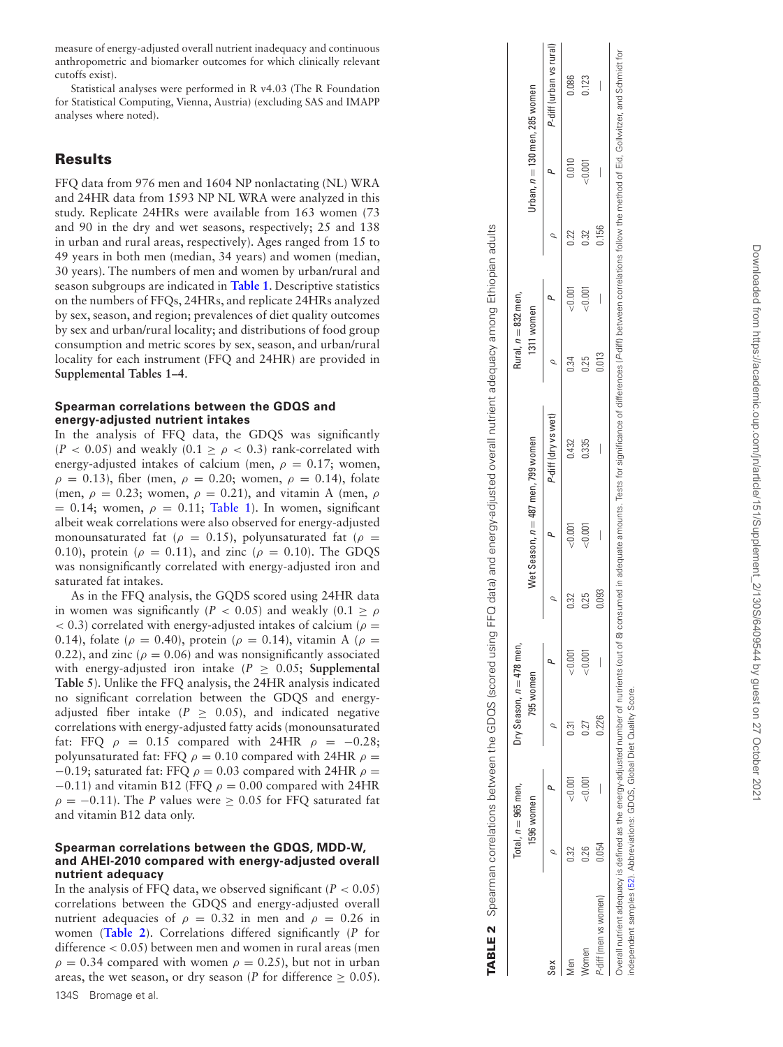measure of energy-adjusted overall nutrient inadequacy and continuous anthropometric and biomarker outcomes for which clinically relevant cutoffs exist).

Statistical analyses were performed in R v4.03 (The R Foundation for Statistical Computing, Vienna, Austria) (excluding SAS and IMAPP analyses where noted).

## Results

FFQ data from 976 men and 1604 NP nonlactating (NL) WRA and 24HR data from 1593 NP NL WRA were analyzed in this study. Replicate 24HRs were available from 163 women (73 and 90 in the dry and wet seasons, respectively; 25 and 138 in urban and rural areas, respectively). Ages ranged from 15 to 49 years in both men (median, 34 years) and women (median, 30 years). The numbers of men and women by urban/rural and season subgroups are indicated in **Table 1**. Descriptive statistics on the numbers of FFQs, 24HRs, and replicate 24HRs analyzed by sex, season, and region; prevalences of diet quality outcomes by sex and urban/rural locality; and distributions of food group consumption and metric scores by sex, season, and urban/rural locality for each instrument (FFQ and 24HR) are provided in **Supplemental Tables 1–4**.

### Spearman correlations between the GDQS and energy-adjusted nutrient intakes

In the analysis of FFQ data, the GDQS was significantly ($P < 0.05$) and weakly ($0.1 \geq \rho < 0.3$) rank-correlated with energy-adjusted intakes of calcium (men, $\rho = 0.17$; women, $\rho = 0.13$), fiber (men, $\rho = 0.20$; women, $\rho = 0.14$), folate (men, $\rho = 0.23$; women, $\rho = 0.21$), and vitamin A (men, $\rho = 0.14$; women, $\rho = 0.11$; Table 1). In women, significant albeit weak correlations were also observed for energy-adjusted monounsaturated fat ($\rho = 0.15$), polyunsaturated fat ($\rho = 0.10$), protein ($\rho = 0.11$), and zinc ($\rho = 0.10$). The GDQS was nonsignificantly correlated with energy-adjusted iron and saturated fat intakes.

As in the FFQ analysis, the GQDS scored using 24HR data in women was significantly ($P < 0.05$) and weakly ($0.1 \geq \rho < 0.3$) correlated with energy-adjusted intakes of calcium ($\rho = 0.14$), folate ($\rho = 0.40$), protein ($\rho = 0.14$), vitamin A ($\rho = 0.22$), and zinc ($\rho = 0.06$) and was nonsignificantly associated with energy-adjusted iron intake ($P \geq 0.05$; **Supplemental Table 5**). Unlike the FFQ analysis, the 24HR analysis indicated no significant correlation between the GDQS and energy-adjusted fiber intake ($P \geq 0.05$), and indicated negative correlations with energy-adjusted fatty acids (monounsaturated fat: FFQ $\rho = 0.15$ compared with 24HR $\rho = -0.28$; polyunsaturated fat: FFQ $\rho = 0.10$ compared with 24HR $\rho = -0.19$; saturated fat: FFQ $\rho = 0.03$ compared with 24HR $\rho = -0.11$) and vitamin B12 (FFQ $\rho = 0.00$ compared with 24HR $\rho = -0.11$). The $P$ values were $\geq 0.05$ for FFQ saturated fat and vitamin B12 data only.

### Spearman correlations between the GDQS, MDD-W, and AHEI-2010 compared with energy-adjusted overall nutrient adequacy

In the analysis of FFQ data, we observed significant ($P < 0.05$) correlations between the GDQS and energy-adjusted overall nutrient adequacies of $\rho = 0.32$ in men and $\rho = 0.26$ in women (**Table 2**). Correlations differed significantly ($P$ for difference $< 0.05$) between men and women in rural areas (men $\rho = 0.34$ compared with women $\rho = 0.25$), but not in urban areas, the wet season, or dry season ($P$ for difference $\geq 0.05$).

**TABLE 2** Spearman correlations between the GDQS (scored using FFQ data) and energy-adjusted overall nutrient adequacy among Ethiopian adults

| Sex | Total, $n = 965$ men, 1596 women | | Dry Season, $n = 478$ men, 795 women | | Wet Season, $n = 487$ men, 799 women | | | Rural, $n = 832$ men, 1311 women | | Urban, $n = 130$ men, 285 women | | |
|---|---|---|---|---|---|---|---|---|---|---|---|---|
| | $\rho$ | $P$ | $\rho$ | $P$ | $\rho$ | $P$ | $P$-diff (dry vs wet) | $\rho$ | $P$ | $\rho$ | $P$ | $P$-diff (urban vs rural) |
| Men | 0.32 | <0.001 | 0.31 | <0.001 | 0.32 | <0.001 | 0.432 | 0.34 | <0.001 | 0.22 | 0.010 | 0.086 |
| Women | 0.26 | <0.001 | 0.27 | <0.001 | 0.25 | <0.001 | 0.335 | 0.25 | <0.001 | 0.32 | <0.001 | 0.123 |
| $P$-diff (men vs women) | 0.054 | — | 0.226 | — | 0.093 | — | — | 0.013 | — | 0.156 | — | — |

Overall nutrient adequacy is defined as the energy-adjusted number of nutrients (out of 8) consumed in adequate amounts. Tests for significance of differences ($P$-diff) between correlations follow the method of Eid, Gollwitzer, and Schmidt for independent samples (52). Abbreviations: GDQS, Global Diet Quality Score.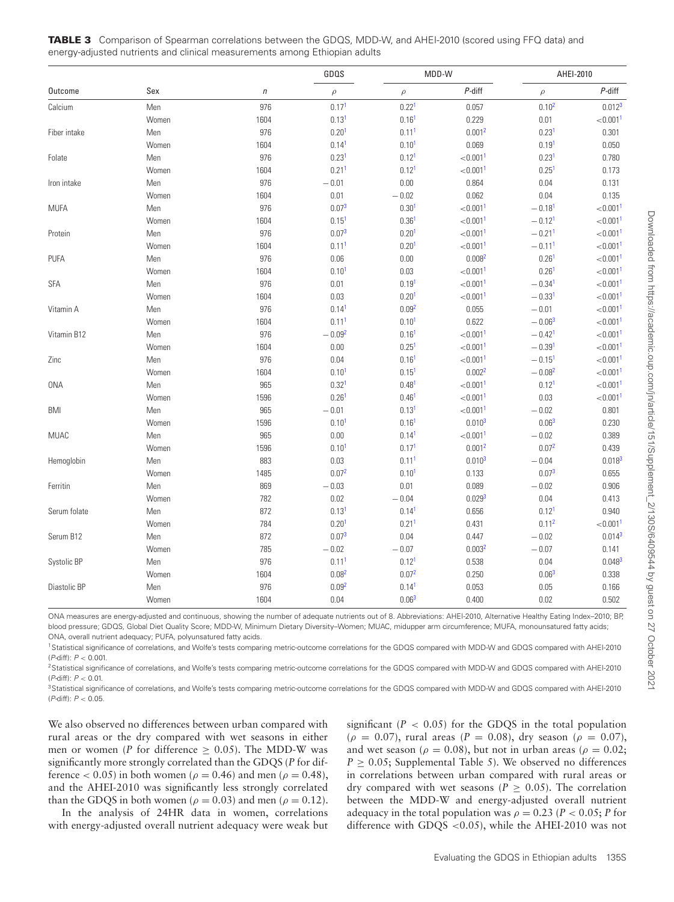**TABLE 3** Comparison of Spearman correlations between the GDQS, MDD-W, and AHEI-2010 (scored using FFQ data) and energy-adjusted nutrients and clinical measurements among Ethiopian adults

| | | | GDQS | MDD-W | | AHEI-2010 | |
|---|---|---|---|---|---|---|---|
| Outcome | Sex | $n$ | $\rho$ | $\rho$ | $P$-diff | $\rho$ | $P$-diff |
| Calcium | Men | 976 | 0.17[1] | 0.22[1] | 0.057 | 0.10[2] | 0.012[3] |
| | Women | 1604 | 0.13[1] | 0.16[1] | 0.229 | 0.01 | <0.001[1] |
| Fiber intake | Men | 976 | 0.20[1] | 0.11[1] | 0.001[2] | 0.23[1] | 0.301 |
| | Women | 1604 | 0.14[1] | 0.10[1] | 0.069 | 0.19[1] | 0.050 |
| Folate | Men | 976 | 0.23[1] | 0.12[1] | <0.001[1] | 0.23[1] | 0.780 |
| | Women | 1604 | 0.21[1] | 0.12[1] | <0.001[1] | 0.25[1] | 0.173 |
| Iron intake | Men | 976 | −0.01 | 0.00 | 0.864 | 0.04 | 0.131 |
| | Women | 1604 | 0.01 | −0.02 | 0.062 | 0.04 | 0.135 |
| MUFA | Men | 976 | 0.07[3] | 0.30[1] | <0.001[1] | −0.18[1] | <0.001[1] |
| | Women | 1604 | 0.15[1] | 0.36[1] | <0.001[1] | −0.12[1] | <0.001[1] |
| Protein | Men | 976 | 0.07[3] | 0.20[1] | <0.001[1] | −0.21[1] | <0.001[1] |
| | Women | 1604 | 0.11[1] | 0.20[1] | <0.001[1] | −0.11[1] | <0.001[1] |
| PUFA | Men | 976 | 0.06 | 0.00 | 0.008[2] | 0.26[1] | <0.001[1] |
| | Women | 1604 | 0.10[1] | 0.03 | <0.001[1] | 0.26[1] | <0.001[1] |
| SFA | Men | 976 | 0.01 | 0.19[1] | <0.001[1] | −0.34[1] | <0.001[1] |
| | Women | 1604 | 0.03 | 0.20[1] | <0.001[1] | −0.33[1] | <0.001[1] |
| Vitamin A | Men | 976 | 0.14[1] | 0.09[2] | 0.055 | −0.01 | <0.001[1] |
| | Women | 1604 | 0.11[1] | 0.10[1] | 0.622 | −0.06[3] | <0.001[1] |
| Vitamin B12 | Men | 976 | −0.09[2] | 0.16[1] | <0.001[1] | −0.42[1] | <0.001[1] |
| | Women | 1604 | 0.00 | 0.25[1] | <0.001[1] | −0.39[1] | <0.001[1] |
| Zinc | Men | 976 | 0.04 | 0.16[1] | <0.001[1] | −0.15[1] | <0.001[1] |
| | Women | 1604 | 0.10[1] | 0.15[1] | 0.002[2] | −0.08[2] | <0.001[1] |
| ONA | Men | 965 | 0.32[1] | 0.48[1] | <0.001[1] | 0.12[1] | <0.001[1] |
| | Women | 1596 | 0.26[1] | 0.46[1] | <0.001[1] | 0.03 | <0.001[1] |
| BMI | Men | 965 | −0.01 | 0.13[1] | <0.001[1] | −0.02 | 0.801 |
| | Women | 1596 | 0.10[1] | 0.16[1] | 0.010[3] | 0.06[3] | 0.230 |
| MUAC | Men | 965 | 0.00 | 0.14[1] | <0.001[1] | −0.02 | 0.389 |
| | Women | 1596 | 0.10[1] | 0.17[1] | 0.001[2] | 0.07[2] | 0.439 |
| Hemoglobin | Men | 883 | 0.03 | 0.11[1] | 0.010[3] | −0.04 | 0.018[3] |
| | Women | 1485 | 0.07[2] | 0.10[1] | 0.133 | 0.07[3] | 0.655 |
| Ferritin | Men | 869 | −0.03 | 0.01 | 0.089 | −0.02 | 0.906 |
| | Women | 782 | 0.02 | −0.04 | 0.029[3] | 0.04 | 0.413 |
| Serum folate | Men | 872 | 0.13[1] | 0.14[1] | 0.656 | 0.12[1] | 0.940 |
| | Women | 784 | 0.20[1] | 0.21[1] | 0.431 | 0.11[2] | <0.001[1] |
| Serum B12 | Men | 872 | 0.07[3] | 0.04 | 0.447 | −0.02 | 0.014[3] |
| | Women | 785 | −0.02 | −0.07 | 0.003[2] | −0.07 | 0.141 |
| Systolic BP | Men | 976 | 0.11[1] | 0.12[1] | 0.538 | 0.04 | 0.048[3] |
| | Women | 1604 | 0.08[2] | 0.07[2] | 0.250 | 0.06[3] | 0.338 |
| Diastolic BP | Men | 976 | 0.09[2] | 0.14[1] | 0.053 | 0.05 | 0.166 |
| | Women | 1604 | 0.04 | 0.06[3] | 0.400 | 0.02 | 0.502 |

ONA measures are energy-adjusted and continuous, showing the number of adequate nutrients out of 8. Abbreviations: AHEI-2010, Alternative Healthy Eating Index–2010; BP, blood pressure; GDQS, Global Diet Quality Score; MDD-W, Minimum Dietary Diversity–Women; MUAC, midupper arm circumference; MUFA, monounsaturated fatty acids; ONA, overall nutrient adequacy; PUFA, polyunsaturated fatty acids.

[1]Statistical significance of correlations, and Wolfe's tests comparing metric-outcome correlations for the GDQS compared with MDD-W and GDQS compared with AHEI-2010 ($P$-diff): $P < 0.001$.

[2]Statistical significance of correlations, and Wolfe's tests comparing metric-outcome correlations for the GDQS compared with MDD-W and GDQS compared with AHEI-2010 ($P$-diff): $P < 0.01$.

[3]Statistical significance of correlations, and Wolfe's tests comparing metric-outcome correlations for the GDQS compared with MDD-W and GDQS compared with AHEI-2010 ($P$-diff): $P < 0.05$.

We also observed no differences between urban compared with rural areas or the dry compared with wet seasons in either men or women ($P$ for difference $\geq 0.05$). The MDD-W was significantly more strongly correlated than the GDQS ($P$ for difference $< 0.05$) in both women ($\rho = 0.46$) and men ($\rho = 0.48$), and the AHEI-2010 was significantly less strongly correlated than the GDQS in both women ($\rho = 0.03$) and men ($\rho = 0.12$).

In the analysis of 24HR data in women, correlations with energy-adjusted overall nutrient adequacy were weak but significant ($P < 0.05$) for the GDQS in the total population ($\rho = 0.07$), rural areas ($P = 0.08$), dry season ($\rho = 0.07$), and wet season ($\rho = 0.08$), but not in urban areas ($\rho = 0.02$; $P \geq 0.05$; Supplemental Table 5). We observed no differences in correlations between urban compared with rural areas or dry compared with wet seasons ($P \geq 0.05$). The correlation between the MDD-W and energy-adjusted overall nutrient adequacy in the total population was $\rho = 0.23$ ($P < 0.05$; $P$ for difference with GDQS $<0.05$), while the AHEI-2010 was not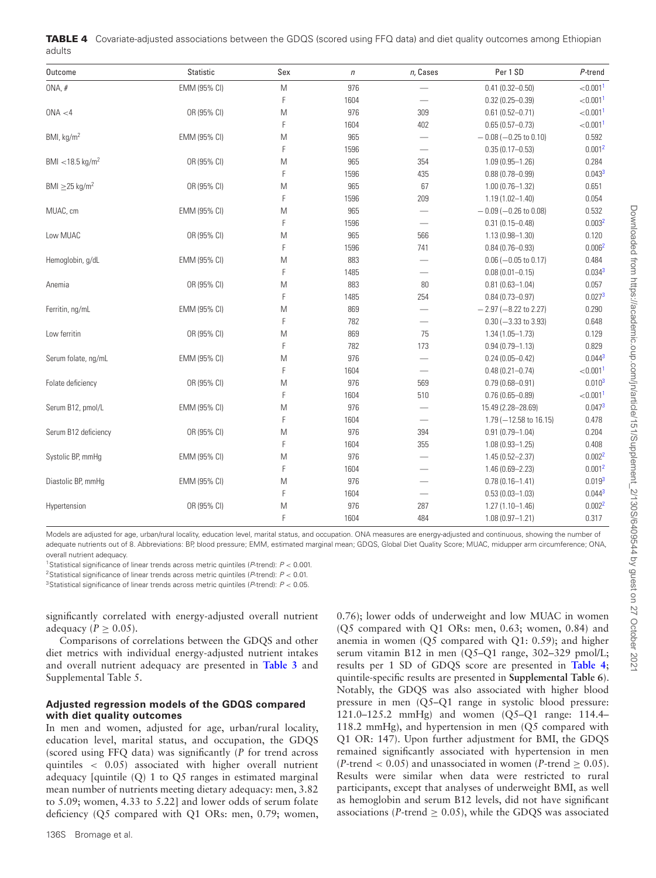**TABLE 4** Covariate-adjusted associations between the GDQS (scored using FFQ data) and diet quality outcomes among Ethiopian adults

| Outcome | Statistic | Sex | *n* | *n*, Cases | Per 1 SD | *P*-trend |
|---|---|---|---|---|---|---|
| ONA, # | EMM (95% CI) | M | 976 | — | 0.41 (0.32–0.50) | <0.001[1] |
| | | F | 1604 | — | 0.32 (0.25–0.39) | <0.001[1] |
| ONA <4 | OR (95% CI) | M | 976 | 309 | 0.61 (0.52–0.71) | <0.001[1] |
| | | F | 1604 | 402 | 0.65 (0.57–0.73) | <0.001[1] |
| BMI, kg/m$^2$ | EMM (95% CI) | M | 965 | — | −0.08 (−0.25 to 0.10) | 0.592 |
| | | F | 1596 | — | 0.35 (0.17–0.53) | 0.001[2] |
| BMI <18.5 kg/m$^2$ | OR (95% CI) | M | 965 | 354 | 1.09 (0.95–1.26) | 0.284 |
| | | F | 1596 | 435 | 0.88 (0.78–0.99) | 0.043[3] |
| BMI ≥25 kg/m$^2$ | OR (95% CI) | M | 965 | 67 | 1.00 (0.76–1.32) | 0.651 |
| | | F | 1596 | 209 | 1.19 (1.02–1.40) | 0.054 |
| MUAC, cm | EMM (95% CI) | M | 965 | — | −0.09 (−0.26 to 0.08) | 0.532 |
| | | F | 1596 | — | 0.31 (0.15–0.48) | 0.003[2] |
| Low MUAC | OR (95% CI) | M | 965 | 566 | 1.13 (0.98–1.30) | 0.120 |
| | | F | 1596 | 741 | 0.84 (0.76–0.93) | 0.006[2] |
| Hemoglobin, g/dL | EMM (95% CI) | M | 883 | — | 0.06 (−0.05 to 0.17) | 0.484 |
| | | F | 1485 | — | 0.08 (0.01–0.15) | 0.034[3] |
| Anemia | OR (95% CI) | M | 883 | 80 | 0.81 (0.63–1.04) | 0.057 |
| | | F | 1485 | 254 | 0.84 (0.73–0.97) | 0.027[3] |
| Ferritin, ng/mL | EMM (95% CI) | M | 869 | — | −2.97 (−8.22 to 2.27) | 0.290 |
| | | F | 782 | — | 0.30 (−3.33 to 3.93) | 0.648 |
| Low ferritin | OR (95% CI) | M | 869 | 75 | 1.34 (1.05–1.73) | 0.129 |
| | | F | 782 | 173 | 0.94 (0.79–1.13) | 0.829 |
| Serum folate, ng/mL | EMM (95% CI) | M | 976 | — | 0.24 (0.05–0.42) | 0.044[3] |
| | | F | 1604 | — | 0.48 (0.21–0.74) | <0.001[1] |
| Folate deficiency | OR (95% CI) | M | 976 | 569 | 0.79 (0.68–0.91) | 0.010[3] |
| | | F | 1604 | 510 | 0.76 (0.65–0.89) | <0.001[1] |
| Serum B12, pmol/L | EMM (95% CI) | M | 976 | — | 15.49 (2.28–28.69) | 0.047[3] |
| | | F | 1604 | — | 1.79 (−12.58 to 16.15) | 0.478 |
| Serum B12 deficiency | OR (95% CI) | M | 976 | 394 | 0.91 (0.79–1.04) | 0.204 |
| | | F | 1604 | 355 | 1.08 (0.93–1.25) | 0.408 |
| Systolic BP, mmHg | EMM (95% CI) | M | 976 | — | 1.45 (0.52–2.37) | 0.002[2] |
| | | F | 1604 | — | 1.46 (0.69–2.23) | 0.001[2] |
| Diastolic BP, mmHg | EMM (95% CI) | M | 976 | — | 0.78 (0.16–1.41) | 0.019[3] |
| | | F | 1604 | — | 0.53 (0.03–1.03) | 0.044[3] |
| Hypertension | OR (95% CI) | M | 976 | 287 | 1.27 (1.10–1.46) | 0.002[2] |
| | | F | 1604 | 484 | 1.08 (0.97–1.21) | 0.317 |

Models are adjusted for age, urban/rural locality, education level, marital status, and occupation. ONA measures are energy-adjusted and continuous, showing the number of adequate nutrients out of 8. Abbreviations: BP, blood pressure; EMM, estimated marginal mean; GDQS, Global Diet Quality Score; MUAC, midupper arm circumference; ONA, overall nutrient adequacy.

[1]Statistical significance of linear trends across metric quintiles (*P*-trend): $P < 0.001$.

[2]Statistical significance of linear trends across metric quintiles (*P*-trend): $P < 0.01$.

[3]Statistical significance of linear trends across metric quintiles (*P*-trend): $P < 0.05$.

significantly correlated with energy-adjusted overall nutrient adequacy ($P \geq 0.05$).

Comparisons of correlations between the GDQS and other diet metrics with individual energy-adjusted nutrient intakes and overall nutrient adequacy are presented in **Table 3** and Supplemental Table 5.

### Adjusted regression models of the GDQS compared with diet quality outcomes

In men and women, adjusted for age, urban/rural locality, education level, marital status, and occupation, the GDQS (scored using FFQ data) was significantly (*P* for trend across quintiles < 0.05) associated with higher overall nutrient adequacy [quintile (Q) 1 to Q5 ranges in estimated marginal mean number of nutrients meeting dietary adequacy: men, 3.82 to 5.09; women, 4.33 to 5.22] and lower odds of serum folate deficiency (Q5 compared with Q1 ORs: men, 0.79; women, 0.76); lower odds of underweight and low MUAC in women (Q5 compared with Q1 ORs: men, 0.63; women, 0.84) and anemia in women (Q5 compared with Q1: 0.59); and higher serum vitamin B12 in men (Q5–Q1 range, 302–329 pmol/L; results per 1 SD of GDQS score are presented in **Table 4**; quintile-specific results are presented in **Supplemental Table 6**). Notably, the GDQS was also associated with higher blood pressure in men (Q5–Q1 range in systolic blood pressure: 121.0–125.2 mmHg) and women (Q5–Q1 range: 114.4–118.2 mmHg), and hypertension in men (Q5 compared with Q1 OR: 147). Upon further adjustment for BMI, the GDQS remained significantly associated with hypertension in men (*P*-trend < 0.05) and unassociated in women (*P*-trend ≥ 0.05). Results were similar when data were restricted to rural participants, except that analyses of underweight BMI, as well as hemoglobin and serum B12 levels, did not have significant associations (*P*-trend ≥ 0.05), while the GDQS was associated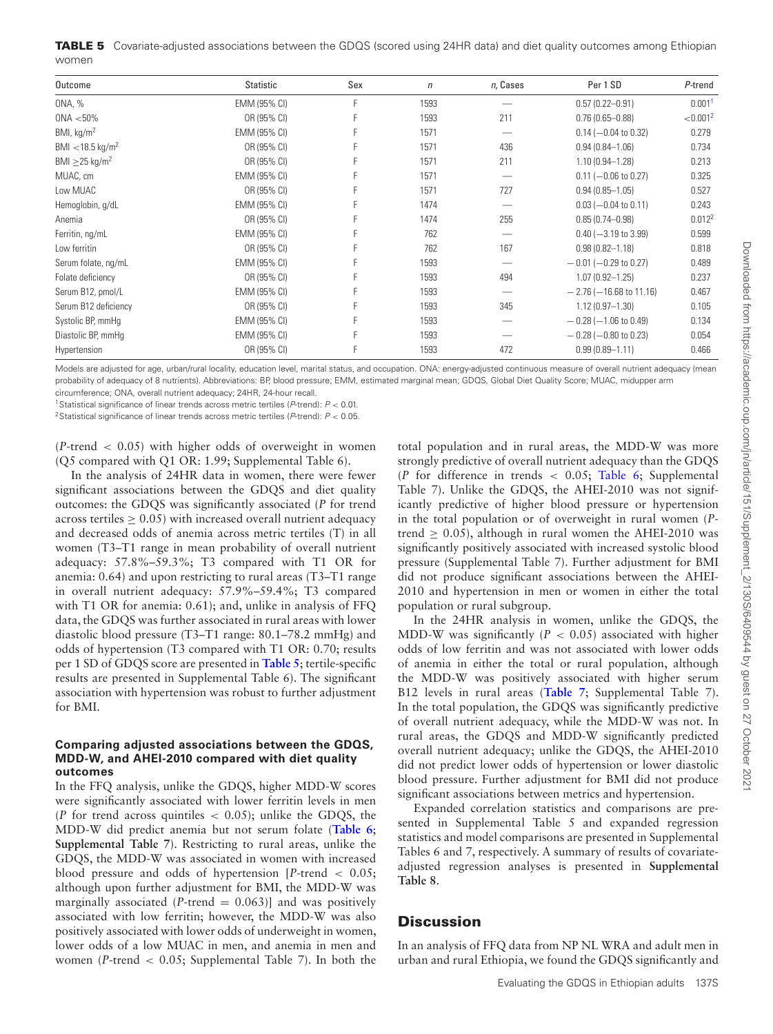**TABLE 5** Covariate-adjusted associations between the GDQS (scored using 24HR data) and diet quality outcomes among Ethiopian women

| Outcome | Statistic | Sex | n | n, Cases | Per 1 SD | P-trend |
|---|---|---|---|---|---|---|
| ONA, % | EMM (95% CI) | F | 1593 | — | 0.57 (0.22–0.91) | 0.001[1] |
| ONA <50% | OR (95% CI) | F | 1593 | 211 | 0.76 (0.65–0.88) | <0.001[2] |
| BMI, kg/m$^2$ | EMM (95% CI) | F | 1571 | — | 0.14 (−0.04 to 0.32) | 0.279 |
| BMI <18.5 kg/m$^2$ | OR (95% CI) | F | 1571 | 436 | 0.94 (0.84–1.06) | 0.734 |
| BMI ≥25 kg/m$^2$ | OR (95% CI) | F | 1571 | 211 | 1.10 (0.94–1.28) | 0.213 |
| MUAC, cm | EMM (95% CI) | F | 1571 | — | 0.11 (−0.06 to 0.27) | 0.325 |
| Low MUAC | OR (95% CI) | F | 1571 | 727 | 0.94 (0.85–1.05) | 0.527 |
| Hemoglobin, g/dL | EMM (95% CI) | F | 1474 | — | 0.03 (−0.04 to 0.11) | 0.243 |
| Anemia | OR (95% CI) | F | 1474 | 255 | 0.85 (0.74–0.98) | 0.012[2] |
| Ferritin, ng/mL | EMM (95% CI) | F | 762 | — | 0.40 (−3.19 to 3.99) | 0.599 |
| Low ferritin | OR (95% CI) | F | 762 | 167 | 0.98 (0.82–1.18) | 0.818 |
| Serum folate, ng/mL | EMM (95% CI) | F | 1593 | — | −0.01 (−0.29 to 0.27) | 0.489 |
| Folate deficiency | OR (95% CI) | F | 1593 | 494 | 1.07 (0.92–1.25) | 0.237 |
| Serum B12, pmol/L | EMM (95% CI) | F | 1593 | — | −2.76 (−16.68 to 11.16) | 0.467 |
| Serum B12 deficiency | OR (95% CI) | F | 1593 | 345 | 1.12 (0.97–1.30) | 0.105 |
| Systolic BP, mmHg | EMM (95% CI) | F | 1593 | — | −0.28 (−1.06 to 0.49) | 0.134 |
| Diastolic BP, mmHg | EMM (95% CI) | F | 1593 | — | −0.28 (−0.80 to 0.23) | 0.054 |
| Hypertension | OR (95% CI) | F | 1593 | 472 | 0.99 (0.89–1.11) | 0.466 |

Models are adjusted for age, urban/rural locality, education level, marital status, and occupation. ONA: energy-adjusted continuous measure of overall nutrient adequacy (mean probability of adequacy of 8 nutrients). Abbreviations: BP, blood pressure; EMM, estimated marginal mean; GDQS, Global Diet Quality Score; MUAC, midupper arm circumference; ONA, overall nutrient adequacy; 24HR, 24-hour recall.

[1] Statistical significance of linear trends across metric tertiles (P-trend): $P < 0.01$.

[2] Statistical significance of linear trends across metric tertiles (P-trend): $P < 0.05$.

(P-trend $< 0.05$) with higher odds of overweight in women (Q5 compared with Q1 OR: 1.99; Supplemental Table 6).

In the analysis of 24HR data in women, there were fewer significant associations between the GDQS and diet quality outcomes: the GDQS was significantly associated (P for trend across tertiles $\geq 0.05$) with increased overall nutrient adequacy and decreased odds of anemia across metric tertiles (T) in all women (T3–T1 range in mean probability of overall nutrient adequacy: 57.8%–59.3%; T3 compared with T1 OR for anemia: 0.64) and upon restricting to rural areas (T3–T1 range in overall nutrient adequacy: 57.9%–59.4%; T3 compared with T1 OR for anemia: 0.61); and, unlike in analysis of FFQ data, the GDQS was further associated in rural areas with lower diastolic blood pressure (T3–T1 range: 80.1–78.2 mmHg) and odds of hypertension (T3 compared with T1 OR: 0.70; results per 1 SD of GDQS score are presented in **Table 5**; tertile-specific results are presented in Supplemental Table 6). The significant association with hypertension was robust to further adjustment for BMI.

### Comparing adjusted associations between the GDQS, MDD-W, and AHEI-2010 compared with diet quality outcomes

In the FFQ analysis, unlike the GDQS, higher MDD-W scores were significantly associated with lower ferritin levels in men (P for trend across quintiles $< 0.05$); unlike the GDQS, the MDD-W did predict anemia but not serum folate (**Table 6**; **Supplemental Table 7**). Restricting to rural areas, unlike the GDQS, the MDD-W was associated in women with increased blood pressure and odds of hypertension [P-trend $< 0.05$; although upon further adjustment for BMI, the MDD-W was marginally associated (P-trend $= 0.063$)] and was positively associated with low ferritin; however, the MDD-W was also positively associated with lower odds of underweight in women, lower odds of a low MUAC in men, and anemia in men and women (P-trend $< 0.05$; Supplemental Table 7). In both the total population and in rural areas, the MDD-W was more strongly predictive of overall nutrient adequacy than the GDQS (P for difference in trends $< 0.05$; Table 6; Supplemental Table 7). Unlike the GDQS, the AHEI-2010 was not significantly predictive of higher blood pressure or hypertension in the total population or of overweight in rural women (P-trend $\geq 0.05$), although in rural women the AHEI-2010 was significantly positively associated with increased systolic blood pressure (Supplemental Table 7). Further adjustment for BMI did not produce significant associations between the AHEI-2010 and hypertension in men or women in either the total population or rural subgroup.

In the 24HR analysis in women, unlike the GDQS, the MDD-W was significantly ($P < 0.05$) associated with higher odds of low ferritin and was not associated with lower odds of anemia in either the total or rural population, although the MDD-W was positively associated with higher serum B12 levels in rural areas (**Table 7**; Supplemental Table 7). In the total population, the GDQS was significantly predictive of overall nutrient adequacy, while the MDD-W was not. In rural areas, the GDQS and MDD-W significantly predicted overall nutrient adequacy; unlike the GDQS, the AHEI-2010 did not predict lower odds of hypertension or lower diastolic blood pressure. Further adjustment for BMI did not produce significant associations between metrics and hypertension.

Expanded correlation statistics and comparisons are presented in Supplemental Table 5 and expanded regression statistics and model comparisons are presented in Supplemental Tables 6 and 7, respectively. A summary of results of covariate-adjusted regression analyses is presented in **Supplemental Table 8**.

## Discussion

In an analysis of FFQ data from NP NL WRA and adult men in urban and rural Ethiopia, we found the GDQS significantly and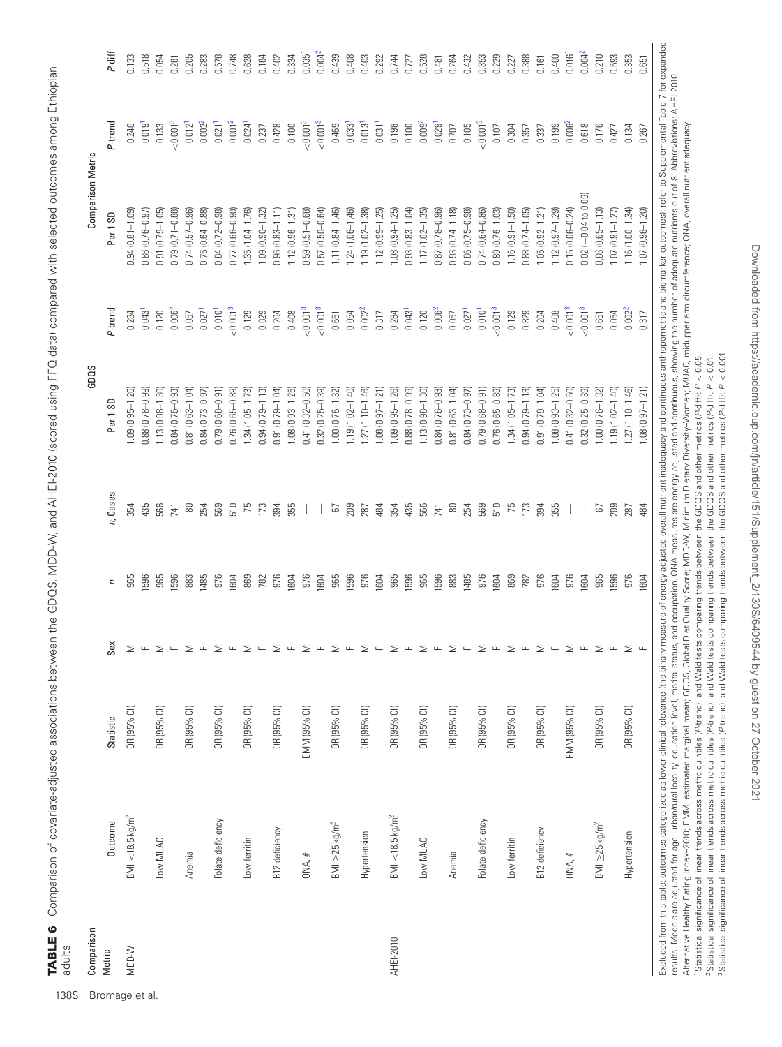**TABLE 6** Comparison of covariate-adjusted associations between the GDQS, MDD-W, and AHEI-2010 (scored using FFQ data) compared with selected outcomes among Ethiopian adults

| Comparison Metric | Outcome | Statistic | Sex | n | n, Cases | GDQS Per 1 SD | GDQS P-trend | Comparison Metric Per 1 SD | Comparison Metric P-trend | P-diff |
|---|---|---|---|---|---|---|---|---|---|---|
| MDD-W | BMI <18.5 kg/m² | OR (95% CI) | M | 965 | 354 | 1.09 (0.95–1.26) | 0.284 | 0.94 (0.81–1.09) | 0.240 | 0.133 |
| | | | F | 1596 | 435 | 0.88 (0.78–0.99) | 0.043[1] | 0.86 (0.76–0.97) | 0.019[1] | 0.518 |
| | Low MUAC | OR (95% CI) | M | 965 | 566 | 1.13 (0.98–1.30) | 0.120 | 0.91 (0.79–1.05) | 0.133 | 0.054 |
| | | | F | 1596 | 741 | 0.84 (0.76–0.93) | 0.006[2] | 0.79 (0.71–0.88) | <0.001[3] | 0.281 |
| | Anemia | OR (95% CI) | M | 883 | 80 | 0.81 (0.63–1.04) | 0.057 | 0.74 (0.57–0.96) | 0.012[1] | 0.205 |
| | | | F | 1485 | 254 | 0.84 (0.73–0.97) | 0.027[1] | 0.75 (0.64–0.88) | 0.002[2] | 0.283 |
| | Folate deficiency | OR (95% CI) | M | 976 | 569 | 0.79 (0.68–0.91) | 0.010[1] | 0.84 (0.72–0.98) | 0.021[1] | 0.578 |
| | | | F | 1604 | 510 | 0.76 (0.65–0.89) | <0.001[3] | 0.77 (0.66–0.90) | 0.001[2] | 0.748 |
| | Low ferritin | OR (95% CI) | M | 869 | 75 | 1.34 (1.05–1.73) | 0.129 | 1.35 (1.04–1.76) | 0.024[1] | 0.628 |
| | | | F | 782 | 173 | 0.94 (0.79–1.13) | 0.829 | 1.09 (0.90–1.32) | 0.237 | 0.184 |
| | B12 deficiency | OR (95% CI) | M | 976 | 394 | 0.91 (0.79–1.04) | 0.204 | 0.96 (0.83–1.11) | 0.428 | 0.402 |
| | | | F | 1604 | 355 | 1.08 (0.93–1.25) | 0.408 | 1.12 (0.96–1.31) | 0.100 | 0.334 |
| | ONA, # | EMM (95% CI) | M | 976 | — | 0.41 (0.32–0.50) | <0.001[3] | 0.59 (0.51–0.68) | <0.001[3] | 0.035[1] |
| | | | F | 1604 | — | 0.32 (0.25–0.39) | <0.001[3] | 0.57 (0.50–0.64) | <0.001[3] | 0.004[2] |
| | BMI ≥25 kg/m² | OR (95% CI) | M | 965 | 67 | 1.00 (0.76–1.32) | 0.651 | 1.11 (0.84–1.46) | 0.469 | 0.439 |
| | | | F | 1596 | 209 | 1.19 (1.02–1.40) | 0.054 | 1.24 (1.06–1.46) | 0.033[1] | 0.408 |
| | Hypertension | OR (95% CI) | M | 976 | 287 | 1.27 (1.10–1.46) | 0.002[2] | 1.19 (1.02–1.38) | 0.013[1] | 0.403 |
| | | | F | 1604 | 484 | 1.08 (0.97–1.21) | 0.317 | 1.12 (0.99–1.25) | 0.031[1] | 0.292 |
| AHEI-2010 | BMI <18.5 kg/m² | OR (95% CI) | M | 965 | 354 | 1.09 (0.95–1.26) | 0.284 | 1.08 (0.94–1.25) | 0.198 | 0.744 |
| | | | F | 1596 | 435 | 0.88 (0.78–0.99) | 0.043[1] | 0.93 (0.83–1.04) | 0.100 | 0.727 |
| | Low MUAC | OR (95% CI) | M | 965 | 566 | 1.13 (0.98–1.30) | 0.120 | 1.17 (1.02–1.35) | 0.009[2] | 0.528 |
| | | | F | 1596 | 741 | 0.84 (0.76–0.93) | 0.006[2] | 0.87 (0.78–0.96) | 0.029[1] | 0.481 |
| | Anemia | OR (95% CI) | M | 883 | 80 | 0.81 (0.63–1.04) | 0.057 | 0.93 (0.74–1.18) | 0.707 | 0.264 |
| | | | F | 1485 | 254 | 0.84 (0.73–0.97) | 0.027[1] | 0.86 (0.75–0.98) | 0.105 | 0.432 |
| | Folate deficiency | OR (95% CI) | M | 976 | 569 | 0.79 (0.68–0.91) | 0.010[1] | 0.74 (0.64–0.86) | <0.001[3] | 0.353 |
| | | | F | 1604 | 510 | 0.76 (0.65–0.89) | <0.001[3] | 0.89 (0.76–1.03) | 0.107 | 0.229 |
| | Low ferritin | OR (95% CI) | M | 869 | 75 | 1.34 (1.05–1.73) | 0.129 | 1.16 (0.91–1.50) | 0.304 | 0.227 |
| | | | F | 782 | 173 | 0.94 (0.79–1.13) | 0.829 | 0.88 (0.74–1.05) | 0.357 | 0.388 |
| | B12 deficiency | OR (95% CI) | M | 976 | 394 | 0.91 (0.79–1.04) | 0.204 | 1.05 (0.92–1.21) | 0.337 | 0.161 |
| | | | F | 1604 | 355 | 1.08 (0.93–1.25) | 0.408 | 1.12 (0.97–1.29) | 0.199 | 0.400 |
| | ONA, # | EMM (95% CI) | M | 976 | — | 0.41 (0.32–0.50) | <0.001[3] | 0.15 (0.06–0.24) | 0.006[2] | 0.016[1] |
| | | | F | 1604 | — | 0.32 (0.25–0.39) | <0.001[3] | 0.02 (−0.04 to 0.09) | 0.618 | 0.004[2] |
| | BMI ≥25 kg/m² | OR (95% CI) | M | 965 | 67 | 1.00 (0.76–1.32) | 0.651 | 0.86 (0.65–1.13) | 0.176 | 0.210 |
| | | | F | 1596 | 209 | 1.19 (1.02–1.40) | 0.054 | 1.07 (0.91–1.27) | 0.427 | 0.593 |
| | Hypertension | OR (95% CI) | M | 976 | 287 | 1.27 (1.10–1.46) | 0.002[2] | 1.16 (1.00–1.34) | 0.134 | 0.353 |
| | | | F | 1604 | 484 | 1.08 (0.97–1.21) | 0.317 | 1.07 (0.96–1.20) | 0.267 | 0.651 |

Excluded from this table: outcomes categorized as lower clinical relevance (the binary measure of energy-adjusted overall nutrient inadequacy and continuous anthropometric and biomarker outcomes); refer to Supplemental Table 7 for expanded results. Models are adjusted for age, urban/rural locality, education level, marital status, and occupation. ONA measures are energy-adjusted and continuous, showing the number of adequate nutrients out of 8. Abbreviations: AHEI-2010, Alternative Healthy Eating Index–2010; EMM, estimated marginal mean; GDQS, Global Diet Quality Score; MDD-W, Minimum Dietary Diversity–Women; MUAC, midupper arm circumference; ONA, overall nutrient adequacy.

[1]Statistical significance of linear trends across metric quintiles (P-trend), and Wald tests comparing trends between the GDQS and other metrics (P-diff): $P < 0.05$.

[2]Statistical significance of linear trends across metric quintiles (P-trend), and Wald tests comparing trends between the GDQS and other metrics (P-diff): $P < 0.01$.

[3]Statistical significance of linear trends across metric quintiles (P-trend), and Wald tests comparing trends between the GDQS and other metrics (P-diff): $P < 0.001$.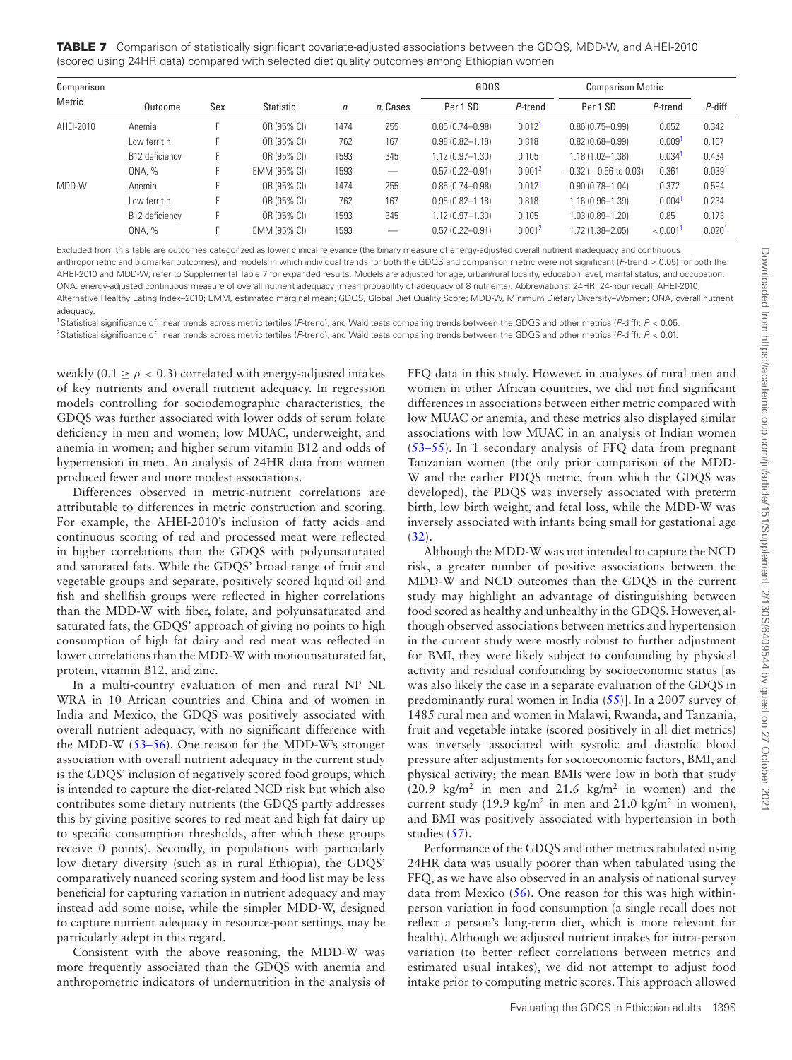**TABLE 7** Comparison of statistically significant covariate-adjusted associations between the GDQS, MDD-W, and AHEI-2010 (scored using 24HR data) compared with selected diet quality outcomes among Ethiopian women

| Comparison Metric | Outcome | Sex | Statistic | $n$ | $n$, Cases | GDQS | | Comparison Metric | | $P$-diff |
|---|---|---|---|---|---|---|---|---|---|---|
| | | | | | | Per 1 SD | $P$-trend | Per 1 SD | $P$-trend | |
| AHEI-2010 | Anemia | F | OR (95% CI) | 1474 | 255 | 0.85 (0.74–0.98) | 0.012[1] | 0.86 (0.75–0.99) | 0.052 | 0.342 |
| | Low ferritin | F | OR (95% CI) | 762 | 167 | 0.98 (0.82–1.18) | 0.818 | 0.82 (0.68–0.99) | 0.009[1] | 0.167 |
| | B12 deficiency | F | OR (95% CI) | 1593 | 345 | 1.12 (0.97–1.30) | 0.105 | 1.18 (1.02–1.38) | 0.034[1] | 0.434 |
| | ONA, % | F | EMM (95% CI) | 1593 | — | 0.57 (0.22–0.91) | 0.001[2] | −0.32 (−0.66 to 0.03) | 0.361 | 0.039[1] |
| MDD-W | Anemia | F | OR (95% CI) | 1474 | 255 | 0.85 (0.74–0.98) | 0.012[1] | 0.90 (0.78–1.04) | 0.372 | 0.594 |
| | Low ferritin | F | OR (95% CI) | 762 | 167 | 0.98 (0.82–1.18) | 0.818 | 1.16 (0.96–1.39) | 0.004[1] | 0.234 |
| | B12 deficiency | F | OR (95% CI) | 1593 | 345 | 1.12 (0.97–1.30) | 0.105 | 1.03 (0.89–1.20) | 0.85 | 0.173 |
| | ONA, % | F | EMM (95% CI) | 1593 | — | 0.57 (0.22–0.91) | 0.001[2] | 1.72 (1.38–2.05) | <0.001[1] | 0.020[1] |

Excluded from this table are outcomes categorized as lower clinical relevance (the binary measure of energy-adjusted overall nutrient inadequacy and continuous anthropometric and biomarker outcomes), and models in which individual trends for both the GDQS and comparison metric were not significant ($P$-trend ≥ 0.05) for both the AHEI-2010 and MDD-W; refer to Supplemental Table 7 for expanded results. Models are adjusted for age, urban/rural locality, education level, marital status, and occupation. ONA: energy-adjusted continuous measure of overall nutrient adequacy (mean probability of adequacy of 8 nutrients). Abbreviations: 24HR, 24-hour recall; AHEI-2010, Alternative Healthy Eating Index–2010; EMM, estimated marginal mean; GDQS, Global Diet Quality Score; MDD-W, Minimum Dietary Diversity–Women; ONA, overall nutrient adequacy.

[1]Statistical significance of linear trends across metric tertiles ($P$-trend), and Wald tests comparing trends between the GDQS and other metrics ($P$-diff): $P < 0.05$.

[2]Statistical significance of linear trends across metric tertiles ($P$-trend), and Wald tests comparing trends between the GDQS and other metrics ($P$-diff): $P < 0.01$.

weakly ($0.1 \geq \rho < 0.3$) correlated with energy-adjusted intakes of key nutrients and overall nutrient adequacy. In regression models controlling for sociodemographic characteristics, the GDQS was further associated with lower odds of serum folate deficiency in men and women; low MUAC, underweight, and anemia in women; and higher serum vitamin B12 and odds of hypertension in men. An analysis of 24HR data from women produced fewer and more modest associations.

Differences observed in metric-nutrient correlations are attributable to differences in metric construction and scoring. For example, the AHEI-2010's inclusion of fatty acids and continuous scoring of red and processed meat were reflected in higher correlations than the GDQS with polyunsaturated and saturated fats. While the GDQS' broad range of fruit and vegetable groups and separate, positively scored liquid oil and fish and shellfish groups were reflected in higher correlations than the MDD-W with fiber, folate, and polyunsaturated and saturated fats, the GDQS' approach of giving no points to high consumption of high fat dairy and red meat was reflected in lower correlations than the MDD-W with monounsaturated fat, protein, vitamin B12, and zinc.

In a multi-country evaluation of men and rural NP NL WRA in 10 African countries and China and of women in India and Mexico, the GDQS was positively associated with overall nutrient adequacy, with no significant difference with the MDD-W (53–56). One reason for the MDD-W's stronger association with overall nutrient adequacy in the current study is the GDQS' inclusion of negatively scored food groups, which is intended to capture the diet-related NCD risk but which also contributes some dietary nutrients (the GDQS partly addresses this by giving positive scores to red meat and high fat dairy up to specific consumption thresholds, after which these groups receive 0 points). Secondly, in populations with particularly low dietary diversity (such as in rural Ethiopia), the GDQS' comparatively nuanced scoring system and food list may be less beneficial for capturing variation in nutrient adequacy and may instead add some noise, while the simpler MDD-W, designed to capture nutrient adequacy in resource-poor settings, may be particularly adept in this regard.

Consistent with the above reasoning, the MDD-W was more frequently associated than the GDQS with anemia and anthropometric indicators of undernutrition in the analysis of FFQ data in this study. However, in analyses of rural men and women in other African countries, we did not find significant differences in associations between either metric compared with low MUAC or anemia, and these metrics also displayed similar associations with low MUAC in an analysis of Indian women (53–55). In 1 secondary analysis of FFQ data from pregnant Tanzanian women (the only prior comparison of the MDD-W and the earlier PDQS metric, from which the GDQS was developed), the PDQS was inversely associated with preterm birth, low birth weight, and fetal loss, while the MDD-W was inversely associated with infants being small for gestational age (32).

Although the MDD-W was not intended to capture the NCD risk, a greater number of positive associations between the MDD-W and NCD outcomes than the GDQS in the current study may highlight an advantage of distinguishing between food scored as healthy and unhealthy in the GDQS. However, although observed associations between metrics and hypertension in the current study were mostly robust to further adjustment for BMI, they were likely subject to confounding by physical activity and residual confounding by socioeconomic status [as was also likely the case in a separate evaluation of the GDQS in predominantly rural women in India (55)]. In a 2007 survey of 1485 rural men and women in Malawi, Rwanda, and Tanzania, fruit and vegetable intake (scored positively in all diet metrics) was inversely associated with systolic and diastolic blood pressure after adjustments for socioeconomic factors, BMI, and physical activity; the mean BMIs were low in both that study (20.9 $kg/m^2$ in men and 21.6 $kg/m^2$ in women) and the current study (19.9 $kg/m^2$ in men and 21.0 $kg/m^2$ in women), and BMI was positively associated with hypertension in both studies (57).

Performance of the GDQS and other metrics tabulated using 24HR data was usually poorer than when tabulated using the FFQ, as we have also observed in an analysis of national survey data from Mexico (56). One reason for this was high within-person variation in food consumption (a single recall does not reflect a person's long-term diet, which is more relevant for health). Although we adjusted nutrient intakes for intra-person variation (to better reflect correlations between metrics and estimated usual intakes), we did not attempt to adjust food intake prior to computing metric scores. This approach allowed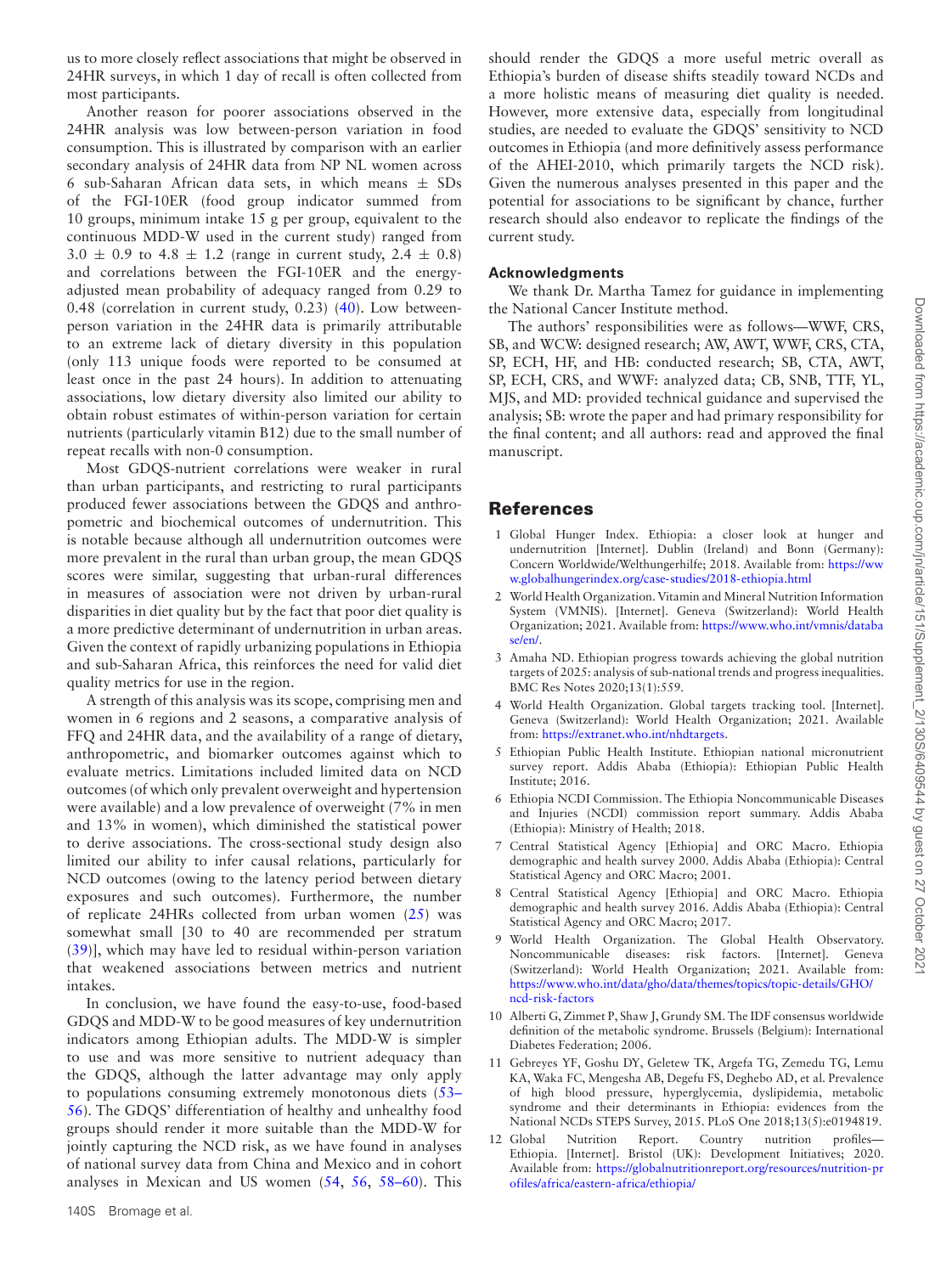us to more closely reflect associations that might be observed in 24HR surveys, in which 1 day of recall is often collected from most participants.

Another reason for poorer associations observed in the 24HR analysis was low between-person variation in food consumption. This is illustrated by comparison with an earlier secondary analysis of 24HR data from NP NL women across 6 sub-Saharan African data sets, in which means ± SDs of the FGI-10ER (food group indicator summed from 10 groups, minimum intake 15 g per group, equivalent to the continuous MDD-W used in the current study) ranged from 3.0 ± 0.9 to 4.8 ± 1.2 (range in current study, 2.4 ± 0.8) and correlations between the FGI-10ER and the energy-adjusted mean probability of adequacy ranged from 0.29 to 0.48 (correlation in current study, 0.23) (40). Low between-person variation in the 24HR data is primarily attributable to an extreme lack of dietary diversity in this population (only 113 unique foods were reported to be consumed at least once in the past 24 hours). In addition to attenuating associations, low dietary diversity also limited our ability to obtain robust estimates of within-person variation for certain nutrients (particularly vitamin B12) due to the small number of repeat recalls with non-0 consumption.

Most GDQS-nutrient correlations were weaker in rural than urban participants, and restricting to rural participants produced fewer associations between the GDQS and anthropometric and biochemical outcomes of undernutrition. This is notable because although all undernutrition outcomes were more prevalent in the rural than urban group, the mean GDQS scores were similar, suggesting that urban-rural differences in measures of association were not driven by urban-rural disparities in diet quality but by the fact that poor diet quality is a more predictive determinant of undernutrition in urban areas. Given the context of rapidly urbanizing populations in Ethiopia and sub-Saharan Africa, this reinforces the need for valid diet quality metrics for use in the region.

A strength of this analysis was its scope, comprising men and women in 6 regions and 2 seasons, a comparative analysis of FFQ and 24HR data, and the availability of a range of dietary, anthropometric, and biomarker outcomes against which to evaluate metrics. Limitations included limited data on NCD outcomes (of which only prevalent overweight and hypertension were available) and a low prevalence of overweight (7% in men and 13% in women), which diminished the statistical power to derive associations. The cross-sectional study design also limited our ability to infer causal relations, particularly for NCD outcomes (owing to the latency period between dietary exposures and such outcomes). Furthermore, the number of replicate 24HRs collected from urban women (25) was somewhat small [30 to 40 are recommended per stratum (39)], which may have led to residual within-person variation that weakened associations between metrics and nutrient intakes.

In conclusion, we have found the easy-to-use, food-based GDQS and MDD-W to be good measures of key undernutrition indicators among Ethiopian adults. The MDD-W is simpler to use and was more sensitive to nutrient adequacy than the GDQS, although the latter advantage may only apply to populations consuming extremely monotonous diets (53–56). The GDQS' differentiation of healthy and unhealthy food groups should render it more suitable than the MDD-W for jointly capturing the NCD risk, as we have found in analyses of national survey data from China and Mexico and in cohort analyses in Mexican and US women (54, 56, 58–60). This should render the GDQS a more useful metric overall as Ethiopia's burden of disease shifts steadily toward NCDs and a more holistic means of measuring diet quality is needed. However, more extensive data, especially from longitudinal studies, are needed to evaluate the GDQS' sensitivity to NCD outcomes in Ethiopia (and more definitively assess performance of the AHEI-2010, which primarily targets the NCD risk). Given the numerous analyses presented in this paper and the potential for associations to be significant by chance, further research should also endeavor to replicate the findings of the current study.

### Acknowledgments

We thank Dr. Martha Tamez for guidance in implementing the National Cancer Institute method.

The authors' responsibilities were as follows—WWF, CRS, SB, and WCW: designed research; AW, AWT, WWF, CRS, CTA, SP, ECH, HF, and HB: conducted research; SB, CTA, AWT, SP, ECH, CRS, and WWF: analyzed data; CB, SNB, TTF, YL, MJS, and MD: provided technical guidance and supervised the analysis; SB: wrote the paper and had primary responsibility for the final content; and all authors: read and approved the final manuscript.

## References

1. Global Hunger Index. Ethiopia: a closer look at hunger and undernutrition [Internet]. Dublin (Ireland) and Bonn (Germany): Concern Worldwide/Welthungerhilfe; 2018. Available from: https://www.globalhungerindex.org/case-studies/2018-ethiopia.html
2. World Health Organization. Vitamin and Mineral Nutrition Information System (VMNIS). [Internet]. Geneva (Switzerland): World Health Organization; 2021. Available from: https://www.who.int/vmnis/database/en/.
3. Amaha ND. Ethiopian progress towards achieving the global nutrition targets of 2025: analysis of sub-national trends and progress inequalities. BMC Res Notes 2020;13(1):559.
4. World Health Organization. Global targets tracking tool. [Internet]. Geneva (Switzerland): World Health Organization; 2021. Available from: https://extranet.who.int/nhdtargets.
5. Ethiopian Public Health Institute. Ethiopian national micronutrient survey report. Addis Ababa (Ethiopia): Ethiopian Public Health Institute; 2016.
6. Ethiopia NCDI Commission. The Ethiopia Noncommunicable Diseases and Injuries (NCDI) commission report summary. Addis Ababa (Ethiopia): Ministry of Health; 2018.
7. Central Statistical Agency [Ethiopia] and ORC Macro. Ethiopia demographic and health survey 2000. Addis Ababa (Ethiopia): Central Statistical Agency and ORC Macro; 2001.
8. Central Statistical Agency [Ethiopia] and ORC Macro. Ethiopia demographic and health survey 2016. Addis Ababa (Ethiopia): Central Statistical Agency and ORC Macro; 2017.
9. World Health Organization. The Global Health Observatory. Noncommunicable diseases: risk factors. [Internet]. Geneva (Switzerland): World Health Organization; 2021. Available from: https://www.who.int/data/gho/data/themes/topics/topic-details/GHO/ncd-risk-factors
10. Alberti G, Zimmet P, Shaw J, Grundy SM. The IDF consensus worldwide definition of the metabolic syndrome. Brussels (Belgium): International Diabetes Federation; 2006.
11. Gebreyes YF, Goshu DY, Geletew TK, Argefa TG, Zemedu TG, Lemu KA, Waka FC, Mengesha AB, Degefu FS, Deghebo AD, et al. Prevalence of high blood pressure, hyperglycemia, dyslipidemia, metabolic syndrome and their determinants in Ethiopia: evidences from the National NCDs STEPS Survey, 2015. PLoS One 2018;13(5):e0194819.
12. Global Nutrition Report. Country nutrition profiles—Ethiopia. [Internet]. Bristol (UK): Development Initiatives; 2020. Available from: https://globalnutritionreport.org/resources/nutrition-profiles/africa/eastern-africa/ethiopia/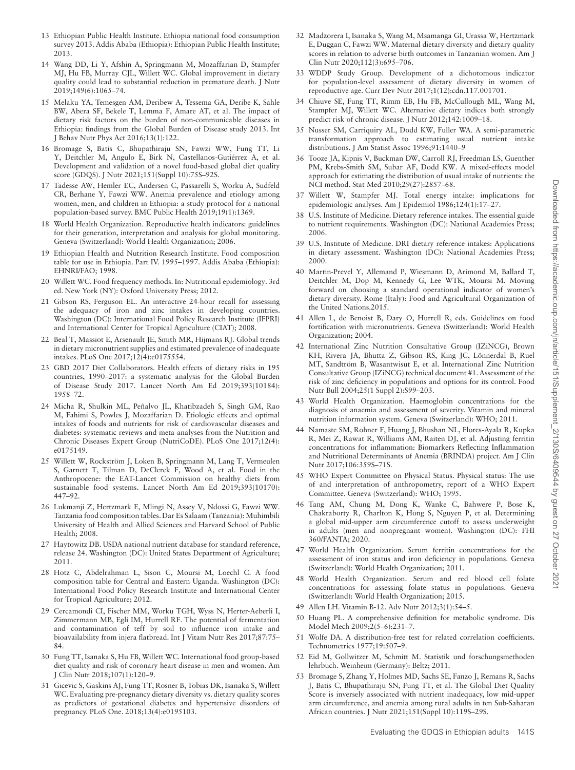13 Ethiopian Public Health Institute. Ethiopia national food consumption survey 2013. Addis Ababa (Ethiopia): Ethiopian Public Health Institute; 2013.

14 Wang DD, Li Y, Afshin A, Springmann M, Mozaffarian D, Stampfer MJ, Hu FB, Murray CJL, Willett WC. Global improvement in dietary quality could lead to substantial reduction in premature death. J Nutr 2019;149(6):1065–74.

15 Melaku YA, Temesgen AM, Deribew A, Tessema GA, Deribe K, Sahle BW, Abera SF, Bekele T, Lemma F, Amare AT, et al. The impact of dietary risk factors on the burden of non-communicable diseases in Ethiopia: findings from the Global Burden of Disease study 2013. Int J Behav Nutr Phys Act 2016;13(1):122.

16 Bromage S, Batis C, Bhupathiraju SN, Fawzi WW, Fung TT, Li Y, Deitchler M, Angulo E, Birk N, Castellanos-Gutiérrez A, et al. Development and validation of a novel food-based global diet quality score (GDQS). J Nutr 2021;151(Suppl 10):75S–92S.

17 Tadesse AW, Hemler EC, Andersen C, Passarelli S, Worku A, Sudfeld CR, Berhane Y, Fawzi WW. Anemia prevalence and etiology among women, men, and children in Ethiopia: a study protocol for a national population-based survey. BMC Public Health 2019;19(1):1369.

18 World Health Organization. Reproductive health indicators: guidelines for their generation, interpretation and analysis for global monitoring. Geneva (Switzerland): World Health Organization; 2006.

19 Ethiopian Health and Nutrition Research Institute. Food composition table for use in Ethiopia. Part IV. 1995–1997. Addis Ababa (Ethiopia): EHNRI/FAO; 1998.

20 Willett WC. Food frequency methods. In: Nutritional epidemiology. 3rd ed. New York (NY): Oxford University Press; 2012.

21 Gibson RS, Ferguson EL. An interactive 24-hour recall for assessing the adequacy of iron and zinc intakes in developing countries. Washington (DC): International Food Policy Research Institute (IFPRI) and International Center for Tropical Agriculture (CIAT); 2008.

22 Beal T, Massiot E, Arsenault JE, Smith MR, Hijmans RJ. Global trends in dietary micronutrient supplies and estimated prevalence of inadequate intakes. PLoS One 2017;12(4):e0175554.

23 GBD 2017 Diet Collaborators. Health effects of dietary risks in 195 countries, 1990–2017: a systematic analysis for the Global Burden of Disease Study 2017. Lancet North Am Ed 2019;393(10184): 1958–72.

24 Micha R, Shulkin ML, Peñalvo JL, Khatibzadeh S, Singh GM, Rao M, Fahimi S, Powles J, Mozaffarian D. Etiologic effects and optimal intakes of foods and nutrients for risk of cardiovascular diseases and diabetes: systematic reviews and meta-analyses from the Nutrition and Chronic Diseases Expert Group (NutriCoDE). PLoS One 2017;12(4): e0175149.

25 Willett W, Rockström J, Loken B, Springmann M, Lang T, Vermeulen S, Garnett T, Tilman D, DeClerck F, Wood A, et al. Food in the Anthropocene: the EAT-Lancet Commission on healthy diets from sustainable food systems. Lancet North Am Ed 2019;393(10170): 447–92.

26 Lukmanji Z, Hertzmark E, Mlingi N, Assey V, Ndossi G, Fawzi WW. Tanzania food composition tables. Dar Es Salaam (Tanzania): Muhimbili University of Health and Allied Sciences and Harvard School of Public Health; 2008.

27 Haytowitz DB. USDA national nutrient database for standard reference, release 24. Washington (DC): United States Department of Agriculture; 2011.

28 Hotz C, Abdelrahman L, Sison C, Moursi M, Loechl C. A food composition table for Central and Eastern Uganda. Washington (DC): International Food Policy Research Institute and International Center for Tropical Agriculture; 2012.

29 Cercamondi CI, Fischer MM, Worku TGH, Wyss N, Herter-Aeberli I, Zimmermann MB, Egli IM, Hurrell RF. The potential of fermentation and contamination of teff by soil to influence iron intake and bioavailability from injera flatbread. Int J Vitam Nutr Res 2017;87:75–84.

30 Fung TT, Isanaka S, Hu FB, Willett WC. International food group-based diet quality and risk of coronary heart disease in men and women. Am J Clin Nutr 2018;107(1):120–9.

31 Gicevic S, Gaskins AJ, Fung TT, Rosner B, Tobias DK, Isanaka S, Willett WC. Evaluating pre-pregnancy dietary diversity vs. dietary quality scores as predictors of gestational diabetes and hypertensive disorders of pregnancy. PLoS One. 2018;13(4):e0195103.

32 Madzorera I, Isanaka S, Wang M, Msamanga GI, Urassa W, Hertzmark E, Duggan C, Fawzi WW. Maternal dietary diversity and dietary quality scores in relation to adverse birth outcomes in Tanzanian women. Am J Clin Nutr 2020;112(3):695–706.

33 WDDP Study Group. Development of a dichotomous indicator for population-level assessment of dietary diversity in women of reproductive age. Curr Dev Nutr 2017;1(12):cdn.117.001701.

34 Chiuve SE, Fung TT, Rimm EB, Hu FB, McCullough ML, Wang M, Stampfer MJ, Willett WC. Alternative dietary indices both strongly predict risk of chronic disease. J Nutr 2012;142:1009–18.

35 Nusser SM, Carriquiry AL, Dodd KW, Fuller WA. A semi-parametric transformation approach to estimating usual nutrient intake distributions. J Am Statist Assoc 1996;91:1440–9

36 Tooze JA, Kipnis V, Buckman DW, Carroll RJ, Freedman LS, Guenther PM, Krebs-Smith SM, Subar AF, Dodd KW. A mixed-effects model approach for estimating the distribution of usual intake of nutrients: the NCI method. Stat Med 2010;29(27):2857–68.

37 Willett W, Stampfer MJ. Total energy intake: implications for epidemiologic analyses. Am J Epidemiol 1986;124(1):17–27.

38 U.S. Institute of Medicine. Dietary reference intakes. The essential guide to nutrient requirements. Washington (DC): National Academies Press; 2006.

39 U.S. Institute of Medicine. DRI dietary reference intakes: Applications in dietary assessment. Washington (DC): National Academies Press; 2000.

40 Martin-Prevel Y, Allemand P, Wiesmann D, Arimond M, Ballard T, Deitchler M, Dop M, Kennedy G, Lee WTK, Moursi M. Moving forward on choosing a standard operational indicator of women's dietary diversity. Rome (Italy): Food and Agricultural Organization of the United Nations.2015.

41 Allen L, de Benoist B, Dary O, Hurrell R, eds. Guidelines on food fortification with micronutrients. Geneva (Switzerland): World Health Organization; 2004.

42 International Zinc Nutrition Consultative Group (IZiNCG), Brown KH, Rivera JA, Bhutta Z, Gibson RS, King JC, Lönnerdal B, Ruel MT, Sandtröm B, Wasantwisut E, et al. International Zinc Nutrition Consultative Group (IZiNCG) technical document #1. Assessment of the risk of zinc deficiency in populations and options for its control. Food Nutr Bull 2004;25(1 Suppl 2):S99–203.

43 World Health Organization. Haemoglobin concentrations for the diagnosis of anaemia and assessment of severity. Vitamin and mineral nutrition information system. Geneva (Switzerland): WHO; 2011.

44 Namaste SM, Rohner F, Huang J, Bhushan NL, Flores-Ayala R, Kupka R, Mei Z, Rawat R, Williams AM, Raiten DJ, et al. Adjusting ferritin concentrations for inflammation: Biomarkers Reflecting Inflammation and Nutritional Determinants of Anemia (BRINDA) project. Am J Clin Nutr 2017;106:359S–71S.

45 WHO Expert Committee on Physical Status. Physical status: The use of and interpretation of anthropometry, report of a WHO Expert Committee. Geneva (Switzerland): WHO; 1995.

46 Tang AM, Chung M, Dong K, Wanke C, Bahwere P, Bose K, Chakraborty R, Charlton K, Hong S, Nguyen P, et al. Determining a global mid-upper arm circumference cutoff to assess underweight in adults (men and nonpregnant women). Washington (DC): FHI 360/FANTA; 2020.

47 World Health Organization. Serum ferritin concentrations for the assessment of iron status and iron deficiency in populations. Geneva (Switzerland): World Health Organization; 2011.

48 World Health Organization. Serum and red blood cell folate concentrations for assessing folate status in populations. Geneva (Switzerland): World Health Organization; 2015.

49 Allen LH. Vitamin B-12. Adv Nutr 2012;3(1):54–5.

50 Huang PL. A comprehensive definition for metabolic syndrome. Dis Model Mech 2009;2(5–6):231–7.

51 Wolfe DA. A distribution-free test for related correlation coefficients. Technometrics 1977;19:507–9.

52 Eid M, Gollwitzer M, Schmitt M. Statistik und forschungsmethoden lehrbuch. Weinheim (Germany): Beltz; 2011.

53 Bromage S, Zhang Y, Holmes MD, Sachs SE, Fanzo J, Remans R, Sachs J, Batis C, Bhupathiraju SN, Fung TT, et al. The Global Diet Quality Score is inversely associated with nutrient inadequacy, low mid-upper arm circumference, and anemia among rural adults in ten Sub-Saharan African countries. J Nutr 2021;151(Suppl 10):119S–29S.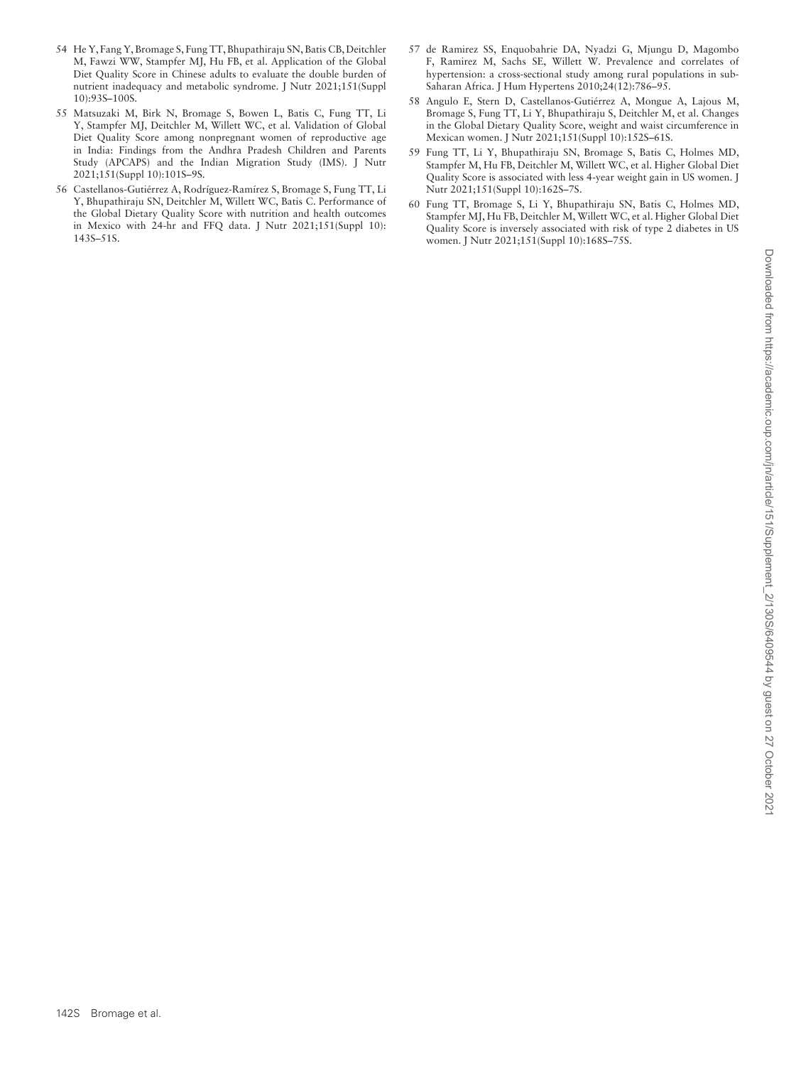54 He Y, Fang Y, Bromage S, Fung TT, Bhupathiraju SN, Batis CB, Deitchler M, Fawzi WW, Stampfer MJ, Hu FB, et al. Application of the Global Diet Quality Score in Chinese adults to evaluate the double burden of nutrient inadequacy and metabolic syndrome. J Nutr 2021;151(Suppl 10):93S–100S.

55 Matsuzaki M, Birk N, Bromage S, Bowen L, Batis C, Fung TT, Li Y, Stampfer MJ, Deitchler M, Willett WC, et al. Validation of Global Diet Quality Score among nonpregnant women of reproductive age in India: Findings from the Andhra Pradesh Children and Parents Study (APCAPS) and the Indian Migration Study (IMS). J Nutr 2021;151(Suppl 10):101S–9S.

56 Castellanos-Gutiérrez A, Rodríguez-Ramírez S, Bromage S, Fung TT, Li Y, Bhupathiraju SN, Deitchler M, Willett WC, Batis C. Performance of the Global Dietary Quality Score with nutrition and health outcomes in Mexico with 24-hr and FFQ data. J Nutr 2021;151(Suppl 10): 143S–51S.

57 de Ramirez SS, Enquobahrie DA, Nyadzi G, Mjungu D, Magombo F, Ramirez M, Sachs SE, Willett W. Prevalence and correlates of hypertension: a cross-sectional study among rural populations in sub-Saharan Africa. J Hum Hypertens 2010;24(12):786–95.

58 Angulo E, Stern D, Castellanos-Gutiérrez A, Mongue A, Lajous M, Bromage S, Fung TT, Li Y, Bhupathiraju S, Deitchler M, et al. Changes in the Global Dietary Quality Score, weight and waist circumference in Mexican women. J Nutr 2021;151(Suppl 10):152S–61S.

59 Fung TT, Li Y, Bhupathiraju SN, Bromage S, Batis C, Holmes MD, Stampfer M, Hu FB, Deitchler M, Willett WC, et al. Higher Global Diet Quality Score is associated with less 4-year weight gain in US women. J Nutr 2021;151(Suppl 10):162S–7S.

60 Fung TT, Bromage S, Li Y, Bhupathiraju SN, Batis C, Holmes MD, Stampfer MJ, Hu FB, Deitchler M, Willett WC, et al. Higher Global Diet Quality Score is inversely associated with risk of type 2 diabetes in US women. J Nutr 2021;151(Suppl 10):168S–75S.